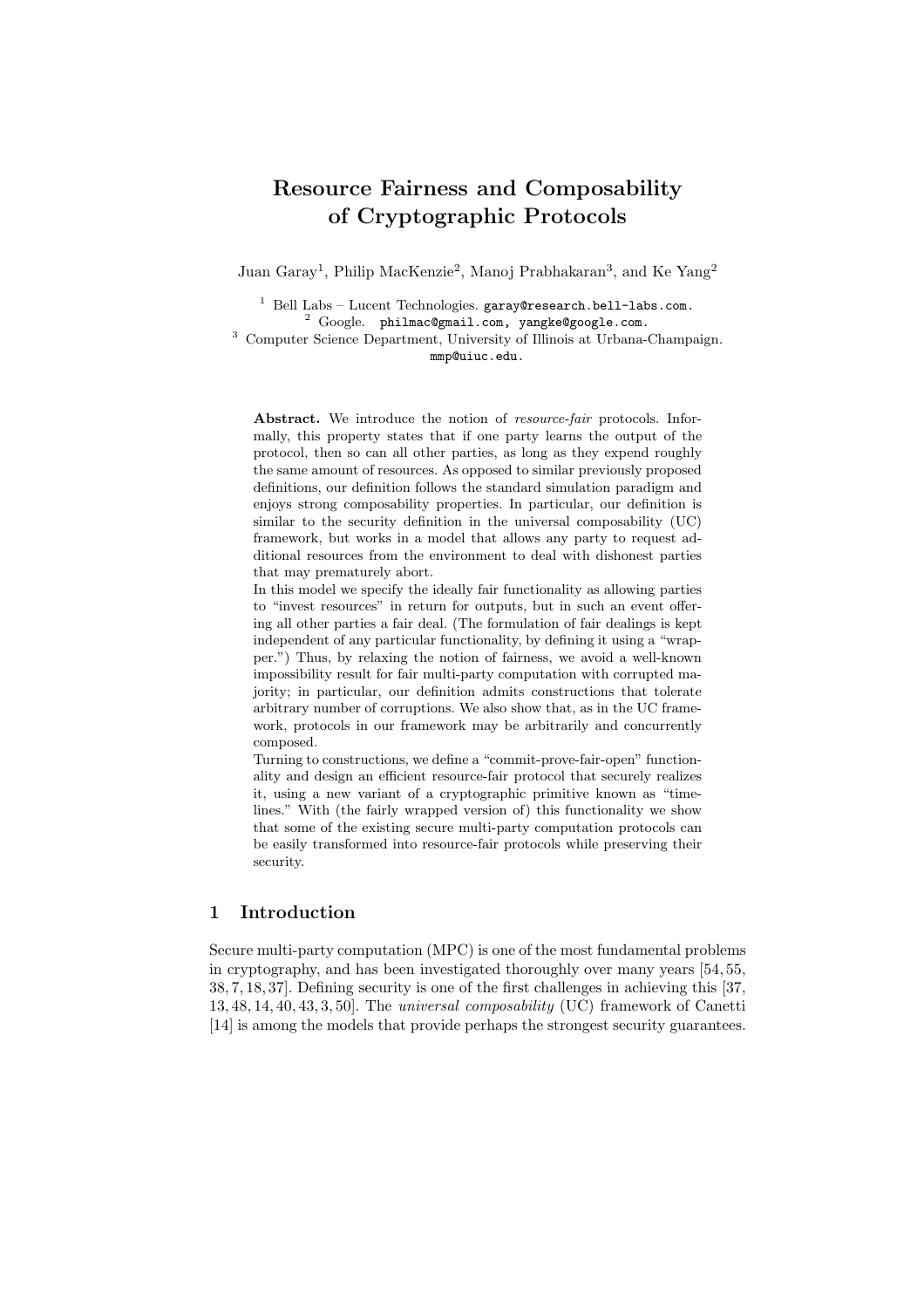# Resource Fairness and Composability of Cryptographic Protocols

Juan Garay[1], Philip MacKenzie[2], Manoj Prabhakaran[3], and Ke Yang[2]

[1] Bell Labs – Lucent Technologies. garay@research.bell-labs.com.
[2] Google. philmac@gmail.com, yangke@google.com.
[3] Computer Science Department, University of Illinois at Urbana-Champaign. mmp@uiuc.edu.

**Abstract.** We introduce the notion of *resource-fair* protocols. Informally, this property states that if one party learns the output of the protocol, then so can all other parties, as long as they expend roughly the same amount of resources. As opposed to similar previously proposed definitions, our definition follows the standard simulation paradigm and enjoys strong composability properties. In particular, our definition is similar to the security definition in the universal composability (UC) framework, but works in a model that allows any party to request additional resources from the environment to deal with dishonest parties that may prematurely abort.

In this model we specify the ideally fair functionality as allowing parties to "invest resources" in return for outputs, but in such an event offering all other parties a fair deal. (The formulation of fair dealings is kept independent of any particular functionality, by defining it using a "wrapper.") Thus, by relaxing the notion of fairness, we avoid a well-known impossibility result for fair multi-party computation with corrupted majority; in particular, our definition admits constructions that tolerate arbitrary number of corruptions. We also show that, as in the UC framework, protocols in our framework may be arbitrarily and concurrently composed.

Turning to constructions, we define a "commit-prove-fair-open" functionality and design an efficient resource-fair protocol that securely realizes it, using a new variant of a cryptographic primitive known as "time-lines." With (the fairly wrapped version of) this functionality we show that some of the existing secure multi-party computation protocols can be easily transformed into resource-fair protocols while preserving their security.

## 1 Introduction

Secure multi-party computation (MPC) is one of the most fundamental problems in cryptography, and has been investigated thoroughly over many years [54, 55, 38, 7, 18, 37]. Defining security is one of the first challenges in achieving this [37, 13, 48, 14, 40, 43, 3, 50]. The *universal composability* (UC) framework of Canetti [14] is among the models that provide perhaps the strongest security guarantees.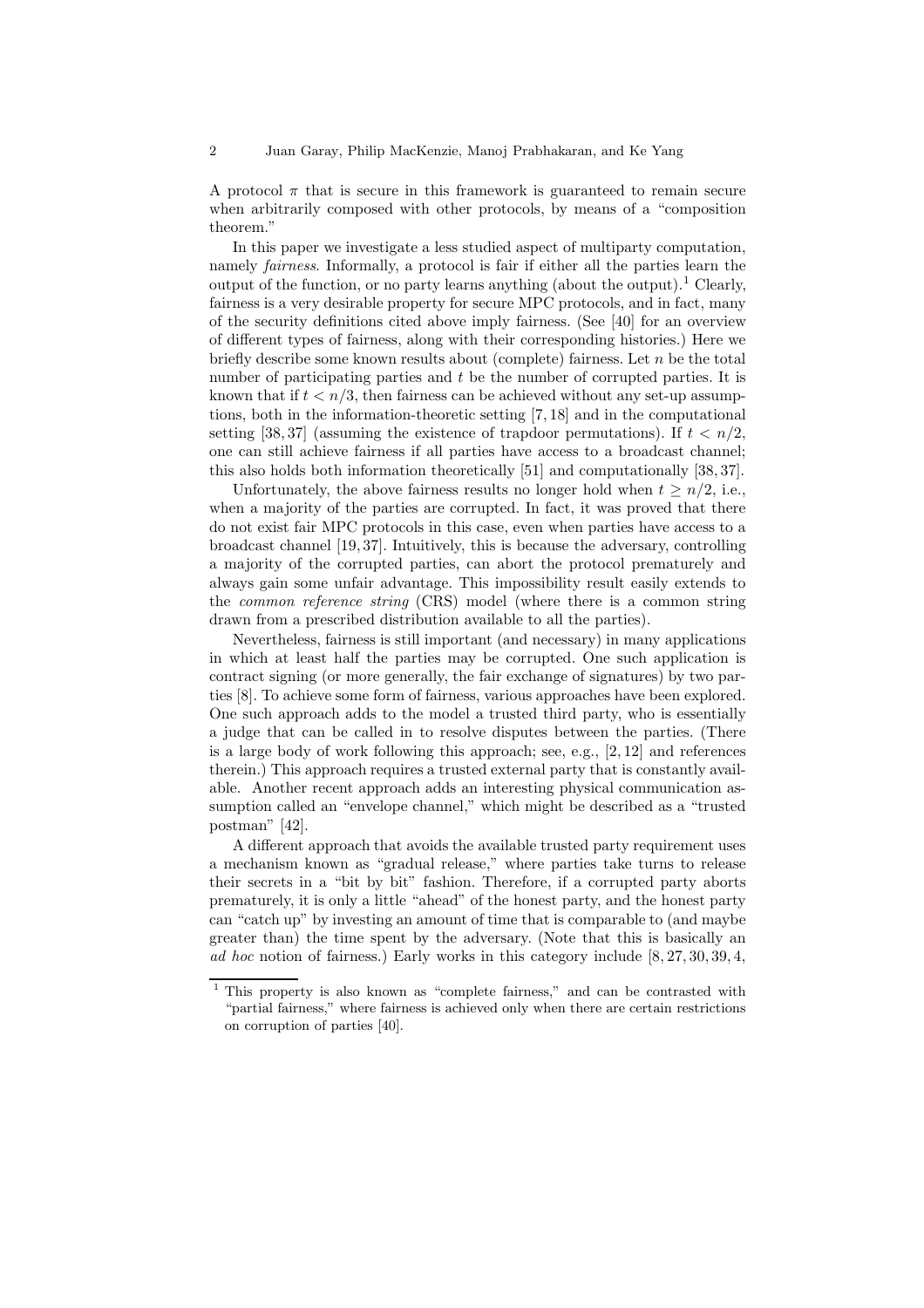A protocol $\pi$ that is secure in this framework is guaranteed to remain secure when arbitrarily composed with other protocols, by means of a "composition theorem."

In this paper we investigate a less studied aspect of multiparty computation, namely *fairness*. Informally, a protocol is fair if either all the parties learn the output of the function, or no party learns anything (about the output).[1] Clearly, fairness is a very desirable property for secure MPC protocols, and in fact, many of the security definitions cited above imply fairness. (See [40] for an overview of different types of fairness, along with their corresponding histories.) Here we briefly describe some known results about (complete) fairness. Let $n$ be the total number of participating parties and $t$ be the number of corrupted parties. It is known that if $t < n/3$, then fairness can be achieved without any set-up assumptions, both in the information-theoretic setting [7, 18] and in the computational setting [38, 37] (assuming the existence of trapdoor permutations). If $t < n/2$, one can still achieve fairness if all parties have access to a broadcast channel; this also holds both information theoretically [51] and computationally [38, 37].

Unfortunately, the above fairness results no longer hold when $t \geq n/2$, i.e., when a majority of the parties are corrupted. In fact, it was proved that there do not exist fair MPC protocols in this case, even when parties have access to a broadcast channel [19, 37]. Intuitively, this is because the adversary, controlling a majority of the corrupted parties, can abort the protocol prematurely and always gain some unfair advantage. This impossibility result easily extends to the *common reference string* (CRS) model (where there is a common string drawn from a prescribed distribution available to all the parties).

Nevertheless, fairness is still important (and necessary) in many applications in which at least half the parties may be corrupted. One such application is contract signing (or more generally, the fair exchange of signatures) by two parties [8]. To achieve some form of fairness, various approaches have been explored. One such approach adds to the model a trusted third party, who is essentially a judge that can be called in to resolve disputes between the parties. (There is a large body of work following this approach; see, e.g., [2, 12] and references therein.) This approach requires a trusted external party that is constantly available. Another recent approach adds an interesting physical communication assumption called an "envelope channel," which might be described as a "trusted postman" [42].

A different approach that avoids the available trusted party requirement uses a mechanism known as "gradual release," where parties take turns to release their secrets in a "bit by bit" fashion. Therefore, if a corrupted party aborts prematurely, it is only a little "ahead" of the honest party, and the honest party can "catch up" by investing an amount of time that is comparable to (and maybe greater than) the time spent by the adversary. (Note that this is basically an *ad hoc* notion of fairness.) Early works in this category include [8, 27, 30, 39, 4,

[1] This property is also known as "complete fairness," and can be contrasted with "partial fairness," where fairness is achieved only when there are certain restrictions on corruption of parties [40].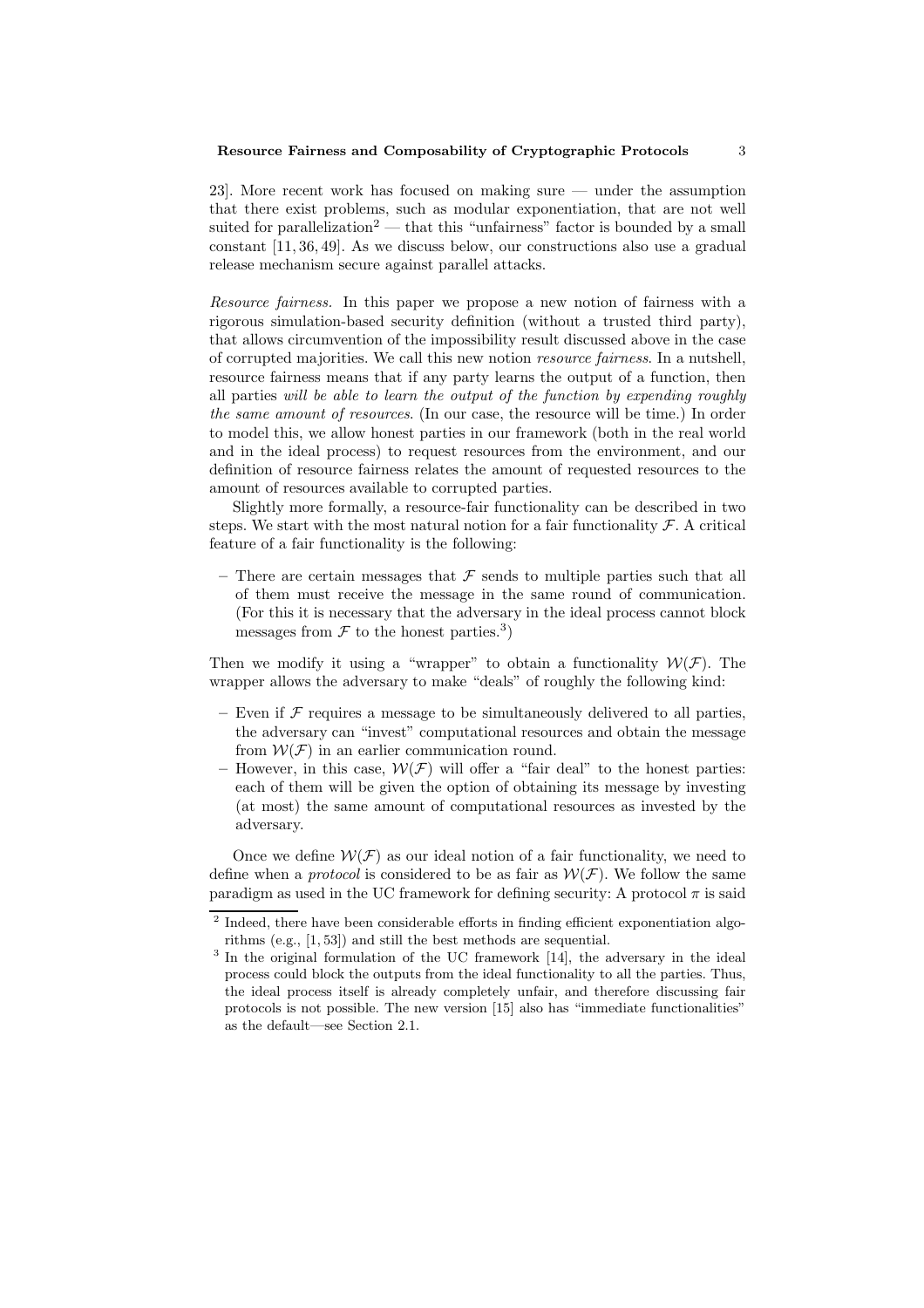23]. More recent work has focused on making sure — under the assumption that there exist problems, such as modular exponentiation, that are not well suited for parallelization[2] — that this "unfairness" factor is bounded by a small constant [11, 36, 49]. As we discuss below, our constructions also use a gradual release mechanism secure against parallel attacks.

*Resource fairness.* In this paper we propose a new notion of fairness with a rigorous simulation-based security definition (without a trusted third party), that allows circumvention of the impossibility result discussed above in the case of corrupted majorities. We call this new notion *resource fairness*. In a nutshell, resource fairness means that if any party learns the output of a function, then all parties *will be able to learn the output of the function by expending roughly the same amount of resources*. (In our case, the resource will be time.) In order to model this, we allow honest parties in our framework (both in the real world and in the ideal process) to request resources from the environment, and our definition of resource fairness relates the amount of requested resources to the amount of resources available to corrupted parties.

Slightly more formally, a resource-fair functionality can be described in two steps. We start with the most natural notion for a fair functionality $\mathcal{F}$. A critical feature of a fair functionality is the following:

- There are certain messages that $\mathcal{F}$ sends to multiple parties such that all of them must receive the message in the same round of communication. (For this it is necessary that the adversary in the ideal process cannot block messages from $\mathcal{F}$ to the honest parties.[3])

Then we modify it using a "wrapper" to obtain a functionality $\mathcal{W}(\mathcal{F})$. The wrapper allows the adversary to make "deals" of roughly the following kind:

- Even if $\mathcal{F}$ requires a message to be simultaneously delivered to all parties, the adversary can "invest" computational resources and obtain the message from $\mathcal{W}(\mathcal{F})$ in an earlier communication round.
- However, in this case, $\mathcal{W}(\mathcal{F})$ will offer a "fair deal" to the honest parties: each of them will be given the option of obtaining its message by investing (at most) the same amount of computational resources as invested by the adversary.

Once we define $\mathcal{W}(\mathcal{F})$ as our ideal notion of a fair functionality, we need to define when a *protocol* is considered to be as fair as $\mathcal{W}(\mathcal{F})$. We follow the same paradigm as used in the UC framework for defining security: A protocol $\pi$ is said

[2] Indeed, there have been considerable efforts in finding efficient exponentiation algorithms (e.g., [1, 53]) and still the best methods are sequential.

[3] In the original formulation of the UC framework [14], the adversary in the ideal process could block the outputs from the ideal functionality to all the parties. Thus, the ideal process itself is already completely unfair, and therefore discussing fair protocols is not possible. The new version [15] also has "immediate functionalities" as the default—see Section 2.1.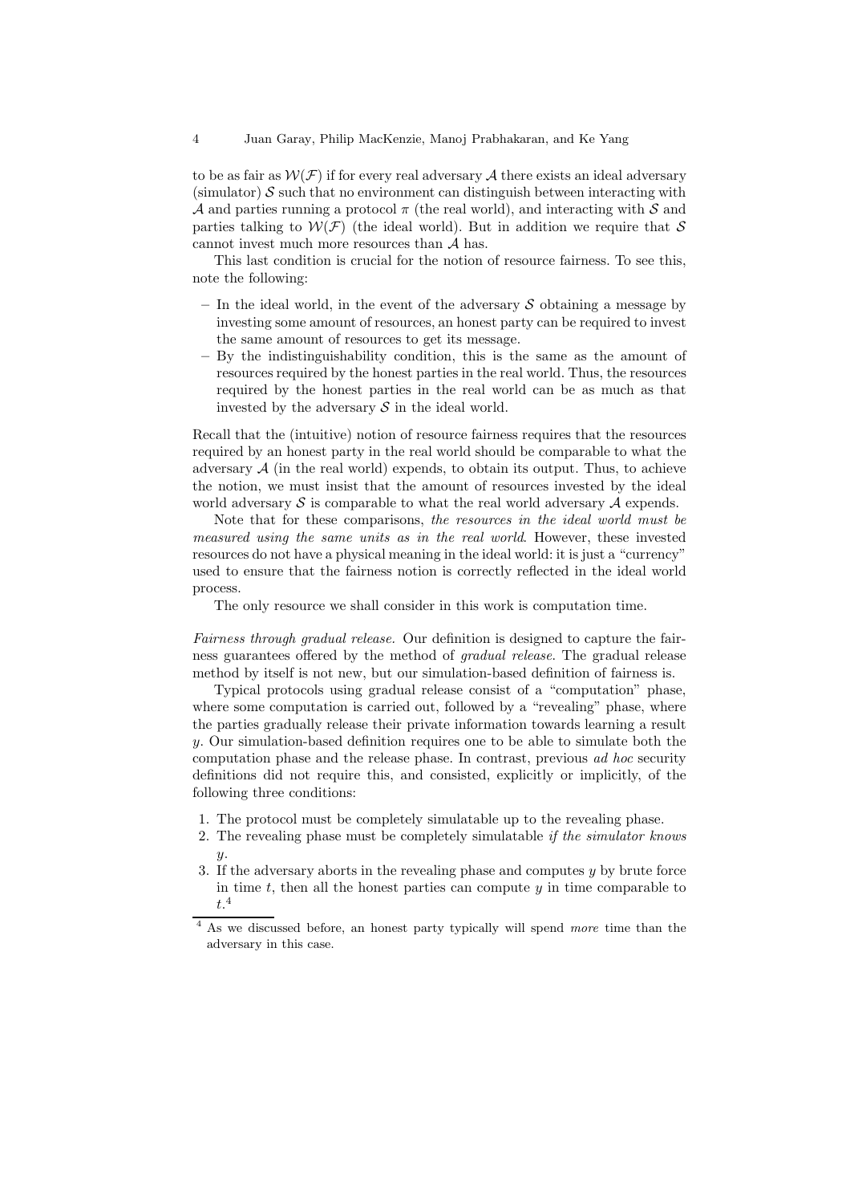to be as fair as $\mathcal{W}(\mathcal{F})$ if for every real adversary $\mathcal{A}$ there exists an ideal adversary (simulator) $\mathcal{S}$ such that no environment can distinguish between interacting with $\mathcal{A}$ and parties running a protocol $\pi$ (the real world), and interacting with $\mathcal{S}$ and parties talking to $\mathcal{W}(\mathcal{F})$ (the ideal world). But in addition we require that $\mathcal{S}$ cannot invest much more resources than $\mathcal{A}$ has.

This last condition is crucial for the notion of resource fairness. To see this, note the following:

- In the ideal world, in the event of the adversary $\mathcal{S}$ obtaining a message by investing some amount of resources, an honest party can be required to invest the same amount of resources to get its message.
- By the indistinguishability condition, this is the same as the amount of resources required by the honest parties in the real world. Thus, the resources required by the honest parties in the real world can be as much as that invested by the adversary $\mathcal{S}$ in the ideal world.

Recall that the (intuitive) notion of resource fairness requires that the resources required by an honest party in the real world should be comparable to what the adversary $\mathcal{A}$ (in the real world) expends, to obtain its output. Thus, to achieve the notion, we must insist that the amount of resources invested by the ideal world adversary $\mathcal{S}$ is comparable to what the real world adversary $\mathcal{A}$ expends.

Note that for these comparisons, *the resources in the ideal world must be measured using the same units as in the real world*. However, these invested resources do not have a physical meaning in the ideal world: it is just a "currency" used to ensure that the fairness notion is correctly reflected in the ideal world process.

The only resource we shall consider in this work is computation time.

*Fairness through gradual release.* Our definition is designed to capture the fairness guarantees offered by the method of *gradual release*. The gradual release method by itself is not new, but our simulation-based definition of fairness is.

Typical protocols using gradual release consist of a "computation" phase, where some computation is carried out, followed by a "revealing" phase, where the parties gradually release their private information towards learning a result $y$. Our simulation-based definition requires one to be able to simulate both the computation phase and the release phase. In contrast, previous *ad hoc* security definitions did not require this, and consisted, explicitly or implicitly, of the following three conditions:

1. The protocol must be completely simulatable up to the revealing phase.
2. The revealing phase must be completely simulatable *if the simulator knows* $y$.
3. If the adversary aborts in the revealing phase and computes $y$ by brute force in time $t$, then all the honest parties can compute $y$ in time comparable to $t$.[4]

[4] As we discussed before, an honest party typically will spend *more* time than the adversary in this case.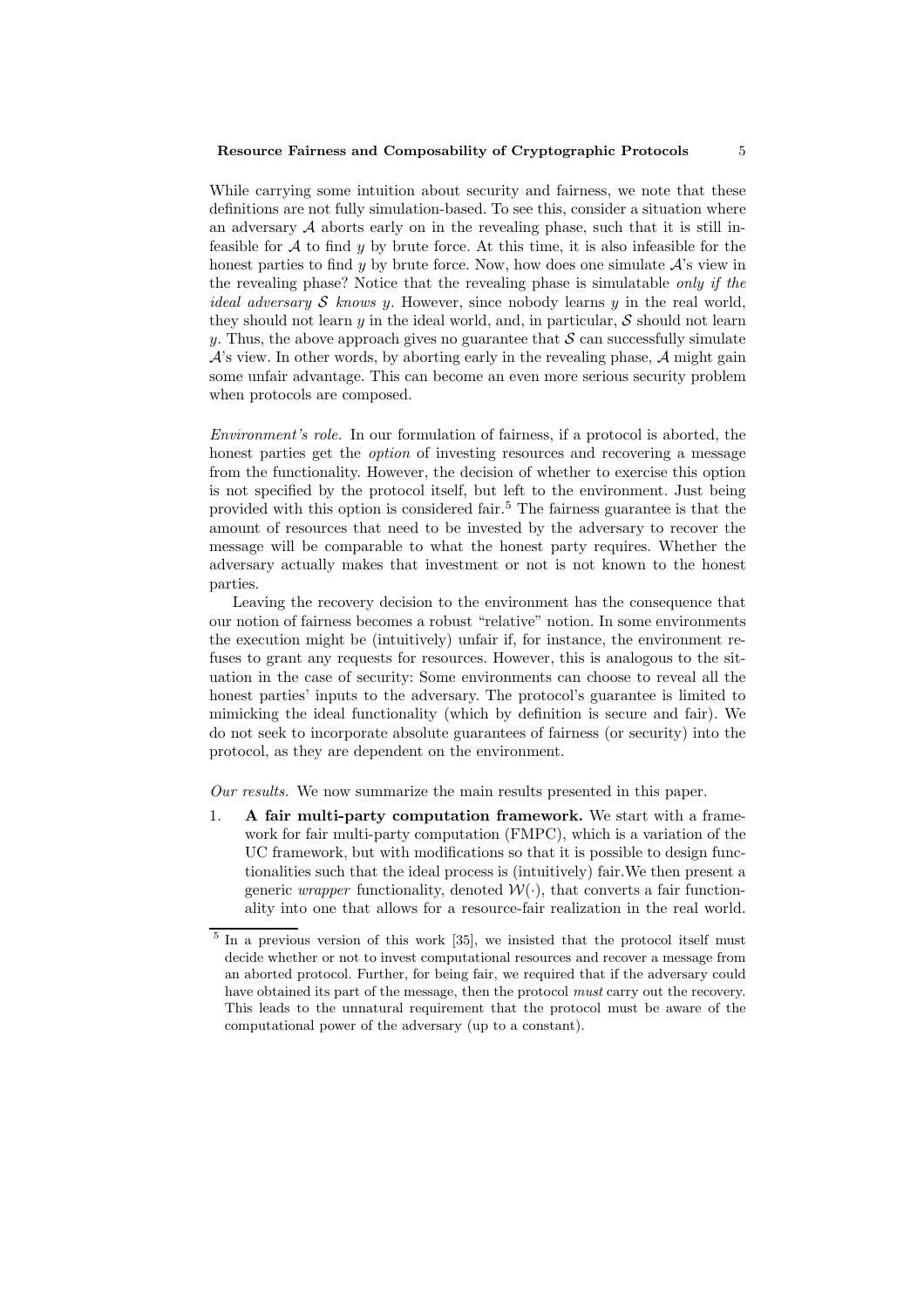While carrying some intuition about security and fairness, we note that these definitions are not fully simulation-based. To see this, consider a situation where an adversary $\mathcal{A}$ aborts early on in the revealing phase, such that it is still infeasible for $\mathcal{A}$ to find $y$ by brute force. At this time, it is also infeasible for the honest parties to find $y$ by brute force. Now, how does one simulate $\mathcal{A}$'s view in the revealing phase? Notice that the revealing phase is simulatable *only if the ideal adversary $\mathcal{S}$ knows $y$*. However, since nobody learns $y$ in the real world, they should not learn $y$ in the ideal world, and, in particular, $\mathcal{S}$ should not learn $y$. Thus, the above approach gives no guarantee that $\mathcal{S}$ can successfully simulate $\mathcal{A}$'s view. In other words, by aborting early in the revealing phase, $\mathcal{A}$ might gain some unfair advantage. This can become an even more serious security problem when protocols are composed.

*Environment's role.* In our formulation of fairness, if a protocol is aborted, the honest parties get the *option* of investing resources and recovering a message from the functionality. However, the decision of whether to exercise this option is not specified by the protocol itself, but left to the environment. Just being provided with this option is considered fair.[5] The fairness guarantee is that the amount of resources that need to be invested by the adversary to recover the message will be comparable to what the honest party requires. Whether the adversary actually makes that investment or not is not known to the honest parties.

Leaving the recovery decision to the environment has the consequence that our notion of fairness becomes a robust "relative" notion. In some environments the execution might be (intuitively) unfair if, for instance, the environment refuses to grant any requests for resources. However, this is analogous to the situation in the case of security: Some environments can choose to reveal all the honest parties' inputs to the adversary. The protocol's guarantee is limited to mimicking the ideal functionality (which by definition is secure and fair). We do not seek to incorporate absolute guarantees of fairness (or security) into the protocol, as they are dependent on the environment.

*Our results.* We now summarize the main results presented in this paper.

1. **A fair multi-party computation framework.** We start with a framework for fair multi-party computation (FMPC), which is a variation of the UC framework, but with modifications so that it is possible to design functionalities such that the ideal process is (intuitively) fair.We then present a generic *wrapper* functionality, denoted $\mathcal{W}(\cdot)$, that converts a fair functionality into one that allows for a resource-fair realization in the real world.

[5] In a previous version of this work [35], we insisted that the protocol itself must decide whether or not to invest computational resources and recover a message from an aborted protocol. Further, for being fair, we required that if the adversary could have obtained its part of the message, then the protocol *must* carry out the recovery. This leads to the unnatural requirement that the protocol must be aware of the computational power of the adversary (up to a constant).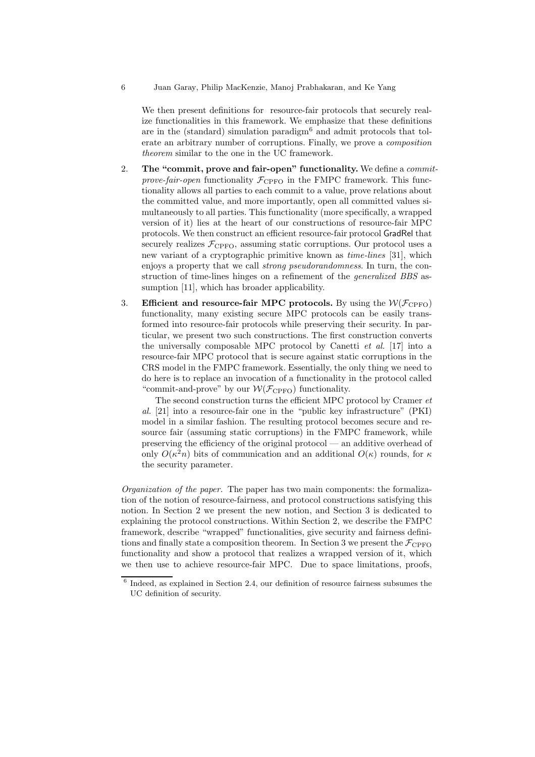We then present definitions for resource-fair protocols that securely realize functionalities in this framework. We emphasize that these definitions are in the (standard) simulation paradigm[6] and admit protocols that tolerate an arbitrary number of corruptions. Finally, we prove a *composition theorem* similar to the one in the UC framework.

2. **The "commit, prove and fair-open" functionality.** We define a *commit-prove-fair-open* functionality $\mathcal{F}_{\text{CPFO}}$ in the FMPC framework. This functionality allows all parties to each commit to a value, prove relations about the committed value, and more importantly, open all committed values simultaneously to all parties. This functionality (more specifically, a wrapped version of it) lies at the heart of our constructions of resource-fair MPC protocols. We then construct an efficient resource-fair protocol GradRel that securely realizes $\mathcal{F}_{\text{CPFO}}$, assuming static corruptions. Our protocol uses a new variant of a cryptographic primitive known as *time-lines* [31], which enjoys a property that we call *strong pseudorandomness*. In turn, the construction of time-lines hinges on a refinement of the *generalized BBS* assumption [11], which has broader applicability.

3. **Efficient and resource-fair MPC protocols.** By using the $\mathcal{W}(\mathcal{F}_{\text{CPFO}})$ functionality, many existing secure MPC protocols can be easily transformed into resource-fair protocols while preserving their security. In particular, we present two such constructions. The first construction converts the universally composable MPC protocol by Canetti *et al.* [17] into a resource-fair MPC protocol that is secure against static corruptions in the CRS model in the FMPC framework. Essentially, the only thing we need to do here is to replace an invocation of a functionality in the protocol called "commit-and-prove" by our $\mathcal{W}(\mathcal{F}_{\text{CPFO}})$ functionality.

   The second construction turns the efficient MPC protocol by Cramer *et al.* [21] into a resource-fair one in the "public key infrastructure" (PKI) model in a similar fashion. The resulting protocol becomes secure and resource fair (assuming static corruptions) in the FMPC framework, while preserving the efficiency of the original protocol — an additive overhead of only $O(\kappa^2 n)$ bits of communication and an additional $O(\kappa)$ rounds, for $\kappa$ the security parameter.

*Organization of the paper.* The paper has two main components: the formalization of the notion of resource-fairness, and protocol constructions satisfying this notion. In Section 2 we present the new notion, and Section 3 is dedicated to explaining the protocol constructions. Within Section 2, we describe the FMPC framework, describe "wrapped" functionalities, give security and fairness definitions and finally state a composition theorem. In Section 3 we present the $\mathcal{F}_{\text{CPFO}}$ functionality and show a protocol that realizes a wrapped version of it, which we then use to achieve resource-fair MPC. Due to space limitations, proofs,

[6] Indeed, as explained in Section 2.4, our definition of resource fairness subsumes the UC definition of security.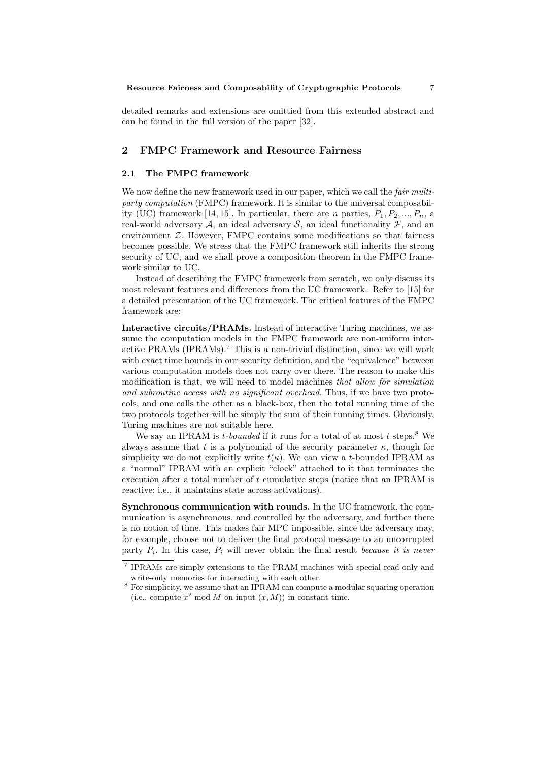detailed remarks and extensions are omittied from this extended abstract and can be found in the full version of the paper [32].

## 2 FMPC Framework and Resource Fairness

### 2.1 The FMPC framework

We now define the new framework used in our paper, which we call the *fair multi-party computation* (FMPC) framework. It is similar to the universal composability (UC) framework [14, 15]. In particular, there are $n$ parties, $P_1, P_2, ..., P_n$, a real-world adversary $\mathcal{A}$, an ideal adversary $\mathcal{S}$, an ideal functionality $\mathcal{F}$, and an environment $\mathcal{Z}$. However, FMPC contains some modifications so that fairness becomes possible. We stress that the FMPC framework still inherits the strong security of UC, and we shall prove a composition theorem in the FMPC framework similar to UC.

Instead of describing the FMPC framework from scratch, we only discuss its most relevant features and differences from the UC framework. Refer to [15] for a detailed presentation of the UC framework. The critical features of the FMPC framework are:

**Interactive circuits/PRAMs.** Instead of interactive Turing machines, we assume the computation models in the FMPC framework are non-uniform interactive PRAMs (IPRAMs).[7] This is a non-trivial distinction, since we will work with exact time bounds in our security definition, and the "equivalence" between various computation models does not carry over there. The reason to make this modification is that, we will need to model machines *that allow for simulation and subroutine access with no significant overhead.* Thus, if we have two protocols, and one calls the other as a black-box, then the total running time of the two protocols together will be simply the sum of their running times. Obviously, Turing machines are not suitable here.

We say an IPRAM is *$t$-bounded* if it runs for a total of at most $t$ steps.[8] We always assume that $t$ is a polynomial of the security parameter $\kappa$, though for simplicity we do not explicitly write $t(\kappa)$. We can view a $t$-bounded IPRAM as a "normal" IPRAM with an explicit "clock" attached to it that terminates the execution after a total number of $t$ cumulative steps (notice that an IPRAM is reactive: i.e., it maintains state across activations).

**Synchronous communication with rounds.** In the UC framework, the communication is asynchronous, and controlled by the adversary, and further there is no notion of time. This makes fair MPC impossible, since the adversary may, for example, choose not to deliver the final protocol message to an uncorrupted party $P_i$. In this case, $P_i$ will never obtain the final result *because it is never*

[7] IPRAMs are simply extensions to the PRAM machines with special read-only and write-only memories for interacting with each other.

[8] For simplicity, we assume that an IPRAM can compute a modular squaring operation (i.e., compute $x^2 \bmod M$ on input $(x, M)$) in constant time.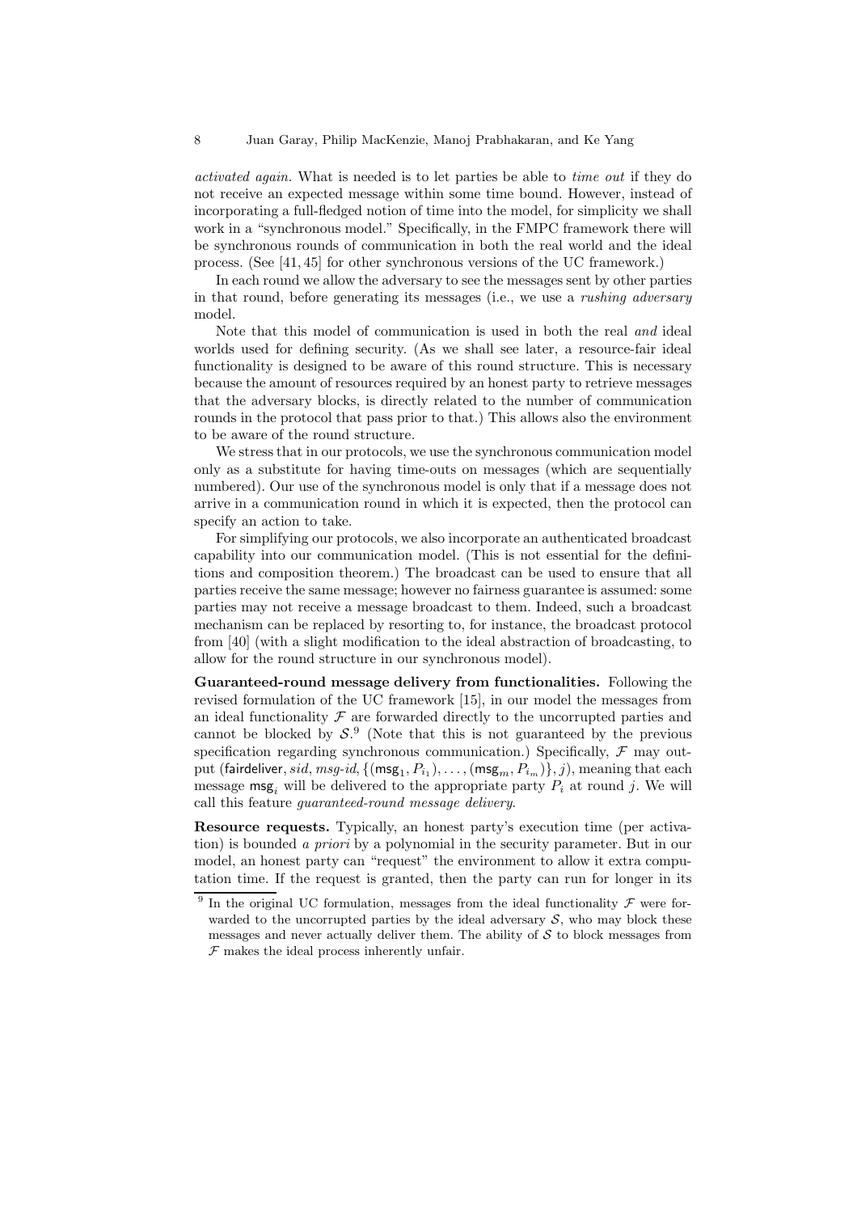*activated again*. What is needed is to let parties be able to *time out* if they do not receive an expected message within some time bound. However, instead of incorporating a full-fledged notion of time into the model, for simplicity we shall work in a "synchronous model." Specifically, in the FMPC framework there will be synchronous rounds of communication in both the real world and the ideal process. (See [41, 45] for other synchronous versions of the UC framework.)

In each round we allow the adversary to see the messages sent by other parties in that round, before generating its messages (i.e., we use a *rushing adversary* model.

Note that this model of communication is used in both the real *and* ideal worlds used for defining security. (As we shall see later, a resource-fair ideal functionality is designed to be aware of this round structure. This is necessary because the amount of resources required by an honest party to retrieve messages that the adversary blocks, is directly related to the number of communication rounds in the protocol that pass prior to that.) This allows also the environment to be aware of the round structure.

We stress that in our protocols, we use the synchronous communication model only as a substitute for having time-outs on messages (which are sequentially numbered). Our use of the synchronous model is only that if a message does not arrive in a communication round in which it is expected, then the protocol can specify an action to take.

For simplifying our protocols, we also incorporate an authenticated broadcast capability into our communication model. (This is not essential for the definitions and composition theorem.) The broadcast can be used to ensure that all parties receive the same message; however no fairness guarantee is assumed: some parties may not receive a message broadcast to them. Indeed, such a broadcast mechanism can be replaced by resorting to, for instance, the broadcast protocol from [40] (with a slight modification to the ideal abstraction of broadcasting, to allow for the round structure in our synchronous model).

**Guaranteed-round message delivery from functionalities.** Following the revised formulation of the UC framework [15], in our model the messages from an ideal functionality $\mathcal{F}$ are forwarded directly to the uncorrupted parties and cannot be blocked by $\mathcal{S}$.[9] (Note that this is not guaranteed by the previous specification regarding synchronous communication.) Specifically, $\mathcal{F}$ may output $(\mathsf{fairdeliver}, sid, msg\text{-}id, \{(\mathsf{msg}_1, P_{i_1}), \ldots, (\mathsf{msg}_m, P_{i_m})\}, j)$, meaning that each message $\mathsf{msg}_i$ will be delivered to the appropriate party $P_i$ at round $j$. We will call this feature *guaranteed-round message delivery*.

**Resource requests.** Typically, an honest party's execution time (per activation) is bounded *a priori* by a polynomial in the security parameter. But in our model, an honest party can "request" the environment to allow it extra computation time. If the request is granted, then the party can run for longer in its

[9] In the original UC formulation, messages from the ideal functionality $\mathcal{F}$ were forwarded to the uncorrupted parties by the ideal adversary $\mathcal{S}$, who may block these messages and never actually deliver them. The ability of $\mathcal{S}$ to block messages from $\mathcal{F}$ makes the ideal process inherently unfair.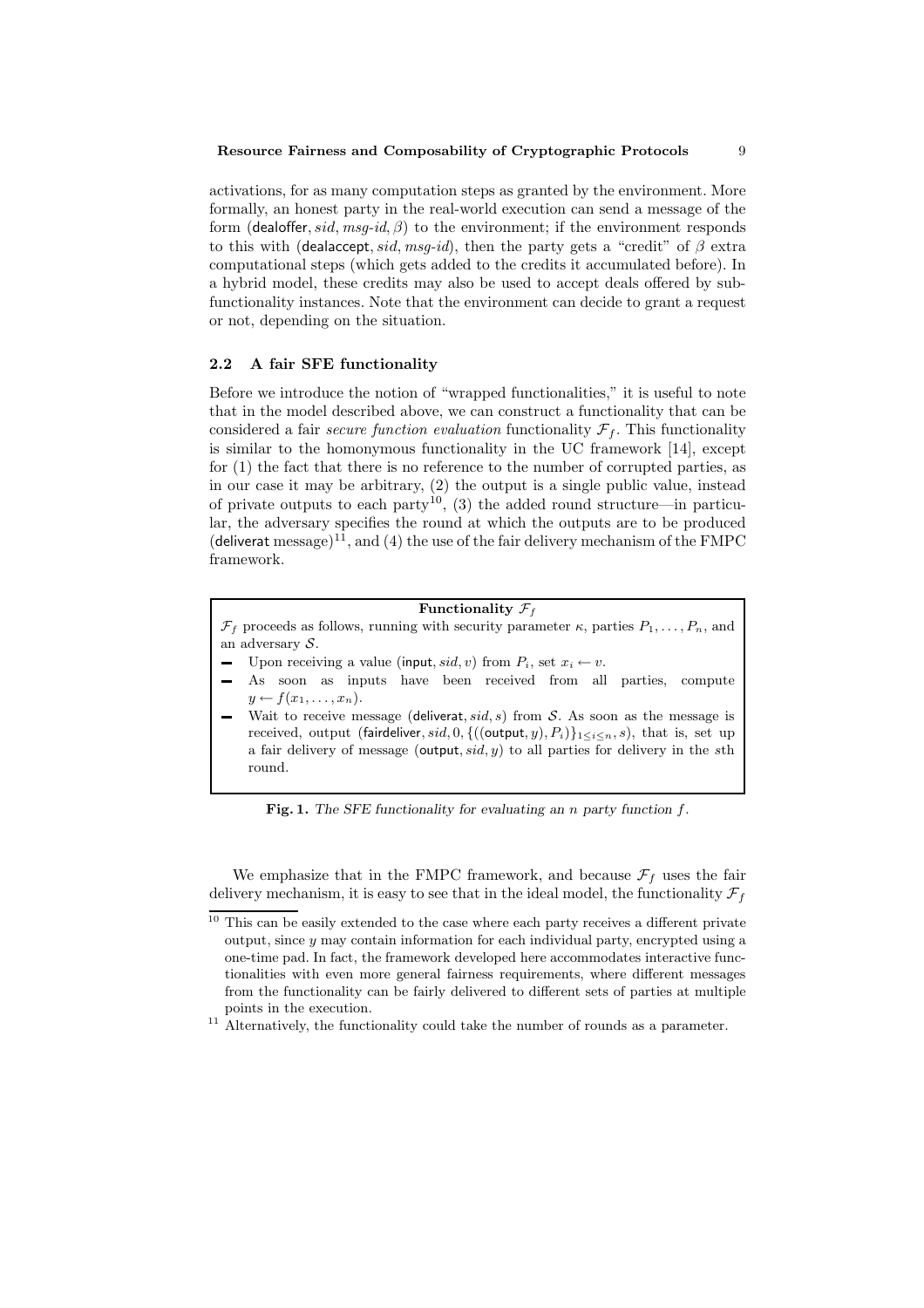activations, for as many computation steps as granted by the environment. More formally, an honest party in the real-world execution can send a message of the form $(\mathsf{dealoffer}, sid, msg\text{-}id, \beta)$ to the environment; if the environment responds to this with $(\mathsf{dealaccept}, sid, msg\text{-}id)$, then the party gets a "credit" of $\beta$ extra computational steps (which gets added to the credits it accumulated before). In a hybrid model, these credits may also be used to accept deals offered by subfunctionality instances. Note that the environment can decide to grant a request or not, depending on the situation.

### 2.2 A fair SFE functionality

Before we introduce the notion of "wrapped functionalities," it is useful to note that in the model described above, we can construct a functionality that can be considered a fair *secure function evaluation* functionality $\mathcal{F}_f$. This functionality is similar to the homonymous functionality in the UC framework [14], except for (1) the fact that there is no reference to the number of corrupted parties, as in our case it may be arbitrary, (2) the output is a single public value, instead of private outputs to each party[10], (3) the added round structure—in particular, the adversary specifies the round at which the outputs are to be produced ($\mathsf{deliverat}$ message)[11], and (4) the use of the fair delivery mechanism of the FMPC framework.

---

**Functionality $\mathcal{F}_f$**

$\mathcal{F}_f$ proceeds as follows, running with security parameter $\kappa$, parties $P_1, \ldots, P_n$, and an adversary $\mathcal{S}$.

- Upon receiving a value $(\mathsf{input}, sid, v)$ from $P_i$, set $x_i \leftarrow v$.
- As soon as inputs have been received from all parties, compute $y \leftarrow f(x_1, \ldots, x_n)$.
- Wait to receive message $(\mathsf{deliverat}, sid, s)$ from $\mathcal{S}$. As soon as the message is received, output $(\mathsf{fairdeliver}, sid, 0, \{((\mathsf{output}, y), P_i)\}_{1 \le i \le n}, s)$, that is, set up a fair delivery of message $(\mathsf{output}, sid, y)$ to all parties for delivery in the $s$th round.

---

**Fig. 1.** *The SFE functionality for evaluating an $n$ party function $f$.*

We emphasize that in the FMPC framework, and because $\mathcal{F}_f$ uses the fair delivery mechanism, it is easy to see that in the ideal model, the functionality $\mathcal{F}_f$

---

[10] This can be easily extended to the case where each party receives a different private output, since $y$ may contain information for each individual party, encrypted using a one-time pad. In fact, the framework developed here accommodates interactive functionalities with even more general fairness requirements, where different messages from the functionality can be fairly delivered to different sets of parties at multiple points in the execution.

[11] Alternatively, the functionality could take the number of rounds as a parameter.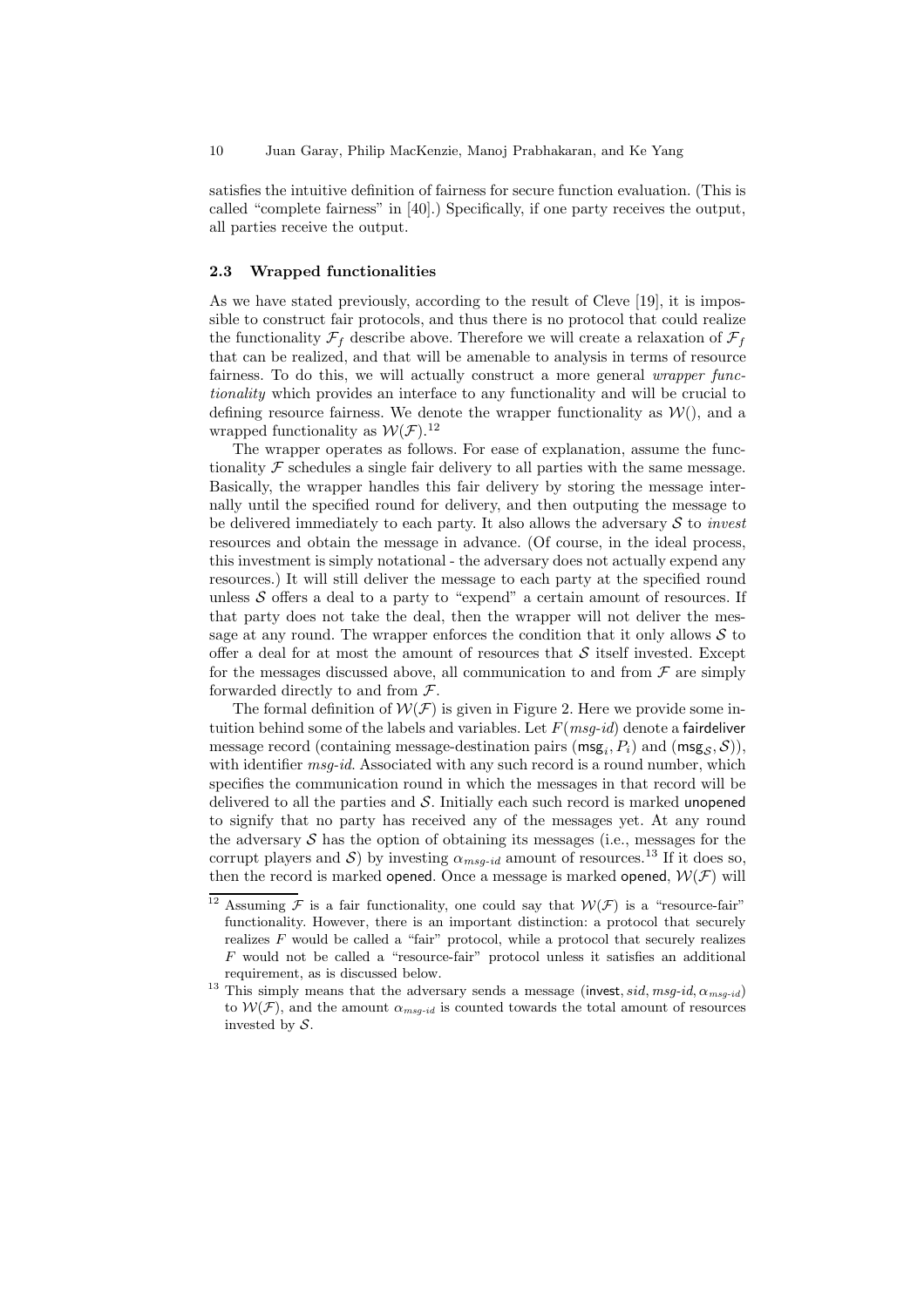satisfies the intuitive definition of fairness for secure function evaluation. (This is called "complete fairness" in [40].) Specifically, if one party receives the output, all parties receive the output.

### 2.3 Wrapped functionalities

As we have stated previously, according to the result of Cleve [19], it is impossible to construct fair protocols, and thus there is no protocol that could realize the functionality $\mathcal{F}_f$ describe above. Therefore we will create a relaxation of $\mathcal{F}_f$ that can be realized, and that will be amenable to analysis in terms of resource fairness. To do this, we will actually construct a more general *wrapper functionality* which provides an interface to any functionality and will be crucial to defining resource fairness. We denote the wrapper functionality as $\mathcal{W}()$, and a wrapped functionality as $\mathcal{W}(\mathcal{F})$.[12]

The wrapper operates as follows. For ease of explanation, assume the functionality $\mathcal{F}$ schedules a single fair delivery to all parties with the same message. Basically, the wrapper handles this fair delivery by storing the message internally until the specified round for delivery, and then outputing the message to be delivered immediately to each party. It also allows the adversary $\mathcal{S}$ to *invest* resources and obtain the message in advance. (Of course, in the ideal process, this investment is simply notational - the adversary does not actually expend any resources.) It will still deliver the message to each party at the specified round unless $\mathcal{S}$ offers a deal to a party to "expend" a certain amount of resources. If that party does not take the deal, then the wrapper will not deliver the message at any round. The wrapper enforces the condition that it only allows $\mathcal{S}$ to offer a deal for at most the amount of resources that $\mathcal{S}$ itself invested. Except for the messages discussed above, all communication to and from $\mathcal{F}$ are simply forwarded directly to and from $\mathcal{F}$.

The formal definition of $\mathcal{W}(\mathcal{F})$ is given in Figure 2. Here we provide some intuition behind some of the labels and variables. Let $F(\mathit{msg\text{-}id})$ denote a fairdeliver message record (containing message-destination pairs $(\mathsf{msg}_i, P_i)$ and $(\mathsf{msg}_{\mathcal{S}}, \mathcal{S})$), with identifier $\mathit{msg\text{-}id}$. Associated with any such record is a round number, which specifies the communication round in which the messages in that record will be delivered to all the parties and $\mathcal{S}$. Initially each such record is marked unopened to signify that no party has received any of the messages yet. At any round the adversary $\mathcal{S}$ has the option of obtaining its messages (i.e., messages for the corrupt players and $\mathcal{S}$) by investing $\alpha_{\mathit{msg\text{-}id}}$ amount of resources.[13] If it does so, then the record is marked opened. Once a message is marked opened, $\mathcal{W}(\mathcal{F})$ will

---

[12] Assuming $\mathcal{F}$ is a fair functionality, one could say that $\mathcal{W}(\mathcal{F})$ is a "resource-fair" functionality. However, there is an important distinction: a protocol that securely realizes $F$ would be called a "fair" protocol, while a protocol that securely realizes $F$ would not be called a "resource-fair" protocol unless it satisfies an additional requirement, as is discussed below.

[13] This simply means that the adversary sends a message $(\mathsf{invest}, \mathit{sid}, \mathit{msg\text{-}id}, \alpha_{\mathit{msg\text{-}id}})$ to $\mathcal{W}(\mathcal{F})$, and the amount $\alpha_{\mathit{msg\text{-}id}}$ is counted towards the total amount of resources invested by $\mathcal{S}$.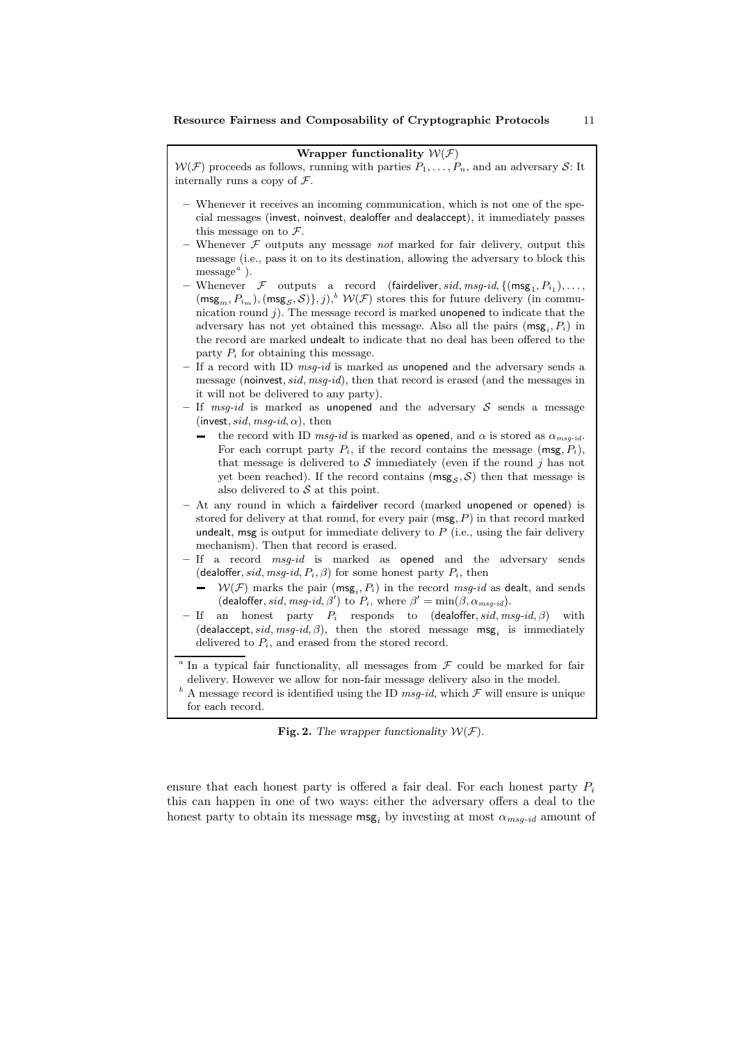**Wrapper functionality $\mathcal{W}(\mathcal{F})$**

$\mathcal{W}(\mathcal{F})$ proceeds as follows, running with parties $P_1, \ldots, P_n$, and an adversary $\mathcal{S}$: It internally runs a copy of $\mathcal{F}$.

- Whenever it receives an incoming communication, which is not one of the special messages (invest, noinvest, dealoffer and dealaccept), it immediately passes this message on to $\mathcal{F}$.
- Whenever $\mathcal{F}$ outputs any message *not* marked for fair delivery, output this message (i.e., pass it on to its destination, allowing the adversary to block this message[a] ).
- Whenever $\mathcal{F}$ outputs a record $(\mathsf{fairdeliver}, sid, \mathit{msg\text{-}id}, \{(\mathsf{msg}_1, P_{i_1}), \ldots, (\mathsf{msg}_m, P_{i_m}), (\mathsf{msg}_{\mathcal{S}}, \mathcal{S})\}, j)$,[b] $\mathcal{W}(\mathcal{F})$ stores this for future delivery (in communication round $j$). The message record is marked unopened to indicate that the adversary has not yet obtained this message. Also all the pairs $(\mathsf{msg}_i, P_i)$ in the record are marked undealt to indicate that no deal has been offered to the party $P_i$ for obtaining this message.
- If a record with ID $\mathit{msg\text{-}id}$ is marked as unopened and the adversary sends a message $(\mathsf{noinvest}, sid, \mathit{msg\text{-}id})$, then that record is erased (and the messages in it will not be delivered to any party).
- If $\mathit{msg\text{-}id}$ is marked as unopened and the adversary $\mathcal{S}$ sends a message $(\mathsf{invest}, sid, \mathit{msg\text{-}id}, \alpha)$, then
  - the record with ID $\mathit{msg\text{-}id}$ is marked as opened, and $\alpha$ is stored as $\alpha_{\mathit{msg\text{-}id}}$. For each corrupt party $P_i$, if the record contains the message $(\mathsf{msg}, P_i)$, that message is delivered to $\mathcal{S}$ immediately (even if the round $j$ has not yet been reached). If the record contains $(\mathsf{msg}_{\mathcal{S}}, \mathcal{S})$ then that message is also delivered to $\mathcal{S}$ at this point.
- At any round in which a fairdeliver record (marked unopened or opened) is stored for delivery at that round, for every pair $(\mathsf{msg}, P)$ in that record marked undealt, msg is output for immediate delivery to $P$ (i.e., using the fair delivery mechanism). Then that record is erased.
- If a record $\mathit{msg\text{-}id}$ is marked as opened and the adversary sends $(\mathsf{dealoffer}, sid, \mathit{msg\text{-}id}, P_i, \beta)$ for some honest party $P_i$, then
  - $\mathcal{W}(\mathcal{F})$ marks the pair $(\mathsf{msg}_i, P_i)$ in the record $\mathit{msg\text{-}id}$ as dealt, and sends $(\mathsf{dealoffer}, sid, \mathit{msg\text{-}id}, \beta')$ to $P_i$, where $\beta' = \min(\beta, \alpha_{\mathit{msg\text{-}id}})$.
- If an honest party $P_i$ responds to $(\mathsf{dealoffer}, sid, \mathit{msg\text{-}id}, \beta)$ with $(\mathsf{dealaccept}, sid, \mathit{msg\text{-}id}, \beta)$, then the stored message $\mathsf{msg}_i$ is immediately delivered to $P_i$, and erased from the stored record.

[a] In a typical fair functionality, all messages from $\mathcal{F}$ could be marked for fair delivery. However we allow for non-fair message delivery also in the model.

[b] A message record is identified using the ID $\mathit{msg\text{-}id}$, which $\mathcal{F}$ will ensure is unique for each record.

**Fig. 2.** *The wrapper functionality $\mathcal{W}(\mathcal{F})$.*

ensure that each honest party is offered a fair deal. For each honest party $P_i$ this can happen in one of two ways: either the adversary offers a deal to the honest party to obtain its message $\mathsf{msg}_i$ by investing at most $\alpha_{\mathit{msg\text{-}id}}$ amount of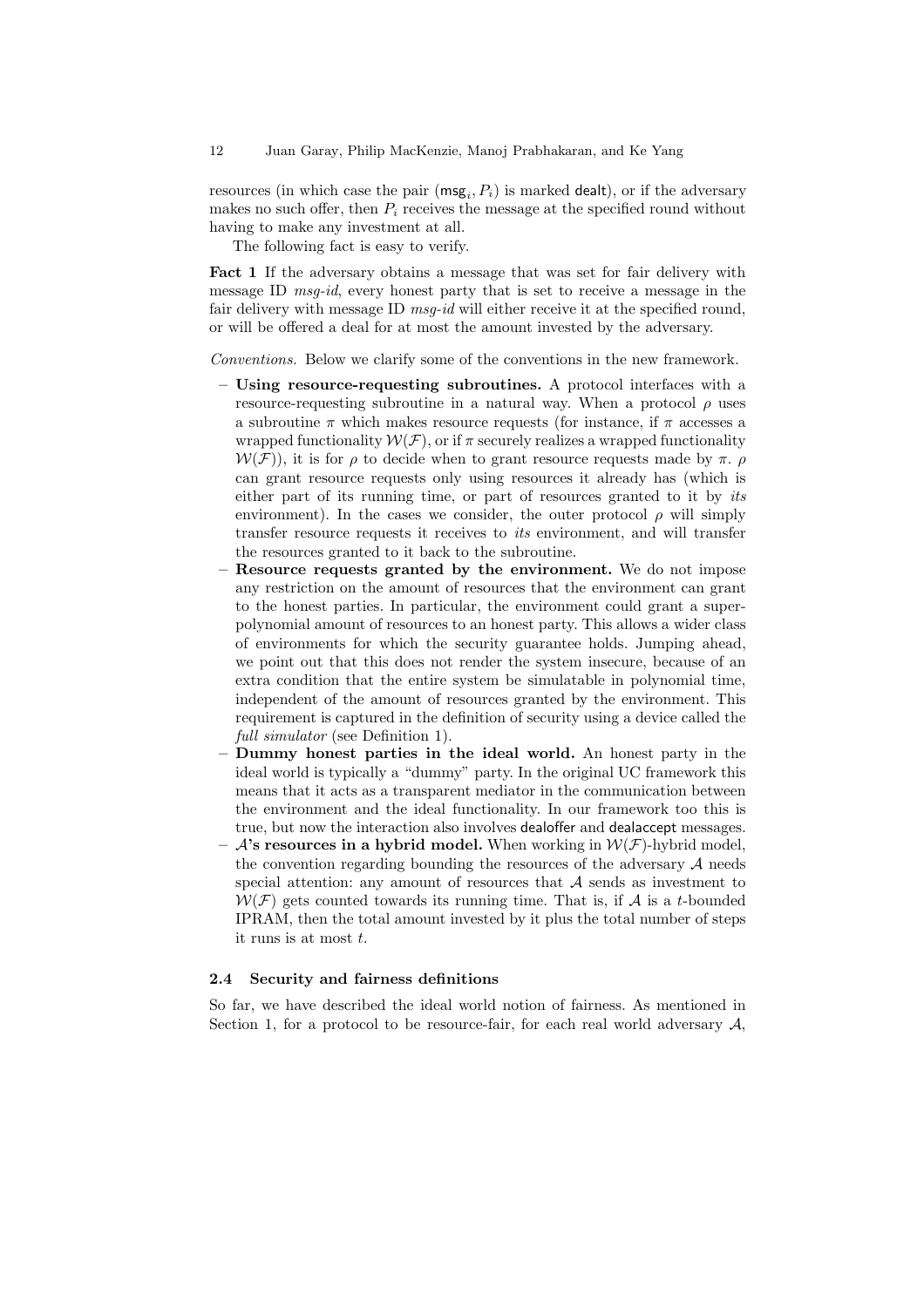resources (in which case the pair $(\mathsf{msg}_i, P_i)$ is marked dealt), or if the adversary makes no such offer, then $P_i$ receives the message at the specified round without having to make any investment at all.

The following fact is easy to verify.

**Fact 1** If the adversary obtains a message that was set for fair delivery with message ID *msg-id*, every honest party that is set to receive a message in the fair delivery with message ID *msg-id* will either receive it at the specified round, or will be offered a deal for at most the amount invested by the adversary.

*Conventions.* Below we clarify some of the conventions in the new framework.

- **Using resource-requesting subroutines.** A protocol interfaces with a resource-requesting subroutine in a natural way. When a protocol $\rho$ uses a subroutine $\pi$ which makes resource requests (for instance, if $\pi$ accesses a wrapped functionality $\mathcal{W}(\mathcal{F})$, or if $\pi$ securely realizes a wrapped functionality $\mathcal{W}(\mathcal{F})$), it is for $\rho$ to decide when to grant resource requests made by $\pi$. $\rho$ can grant resource requests only using resources it already has (which is either part of its running time, or part of resources granted to it by *its* environment). In the cases we consider, the outer protocol $\rho$ will simply transfer resource requests it receives to *its* environment, and will transfer the resources granted to it back to the subroutine.
- **Resource requests granted by the environment.** We do not impose any restriction on the amount of resources that the environment can grant to the honest parties. In particular, the environment could grant a super-polynomial amount of resources to an honest party. This allows a wider class of environments for which the security guarantee holds. Jumping ahead, we point out that this does not render the system insecure, because of an extra condition that the entire system be simulatable in polynomial time, independent of the amount of resources granted by the environment. This requirement is captured in the definition of security using a device called the *full simulator* (see Definition 1).
- **Dummy honest parties in the ideal world.** An honest party in the ideal world is typically a "dummy" party. In the original UC framework this means that it acts as a transparent mediator in the communication between the environment and the ideal functionality. In our framework too this is true, but now the interaction also involves dealoffer and dealaccept messages.
- **$\mathcal{A}$'s resources in a hybrid model.** When working in $\mathcal{W}(\mathcal{F})$-hybrid model, the convention regarding bounding the resources of the adversary $\mathcal{A}$ needs special attention: any amount of resources that $\mathcal{A}$ sends as investment to $\mathcal{W}(\mathcal{F})$ gets counted towards its running time. That is, if $\mathcal{A}$ is a $t$-bounded IPRAM, then the total amount invested by it plus the total number of steps it runs is at most $t$.

### 2.4 Security and fairness definitions

So far, we have described the ideal world notion of fairness. As mentioned in Section 1, for a protocol to be resource-fair, for each real world adversary $\mathcal{A}$,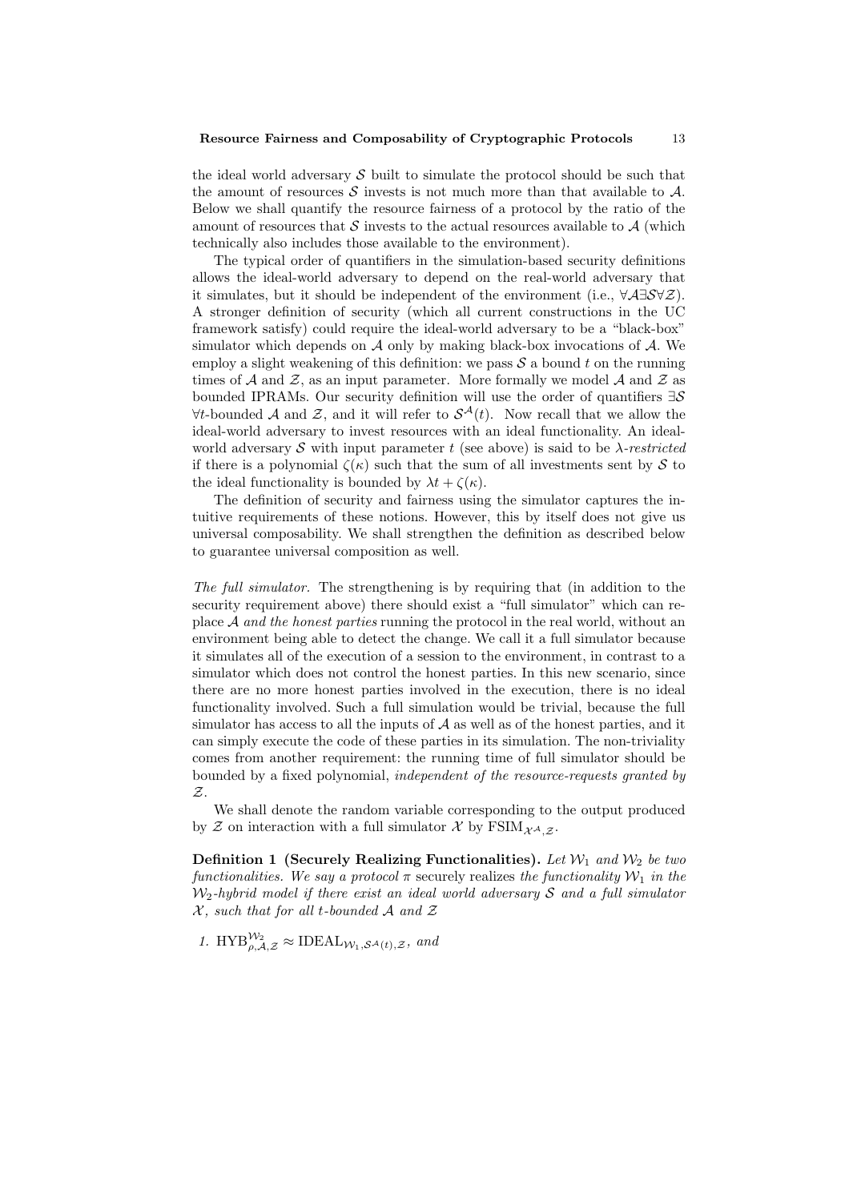the ideal world adversary $\mathcal{S}$ built to simulate the protocol should be such that the amount of resources $\mathcal{S}$ invests is not much more than that available to $\mathcal{A}$. Below we shall quantify the resource fairness of a protocol by the ratio of the amount of resources that $\mathcal{S}$ invests to the actual resources available to $\mathcal{A}$ (which technically also includes those available to the environment).

The typical order of quantifiers in the simulation-based security definitions allows the ideal-world adversary to depend on the real-world adversary that it simulates, but it should be independent of the environment (i.e., $\forall\mathcal{A}\exists\mathcal{S}\forall\mathcal{Z}$). A stronger definition of security (which all current constructions in the UC framework satisfy) could require the ideal-world adversary to be a "black-box" simulator which depends on $\mathcal{A}$ only by making black-box invocations of $\mathcal{A}$. We employ a slight weakening of this definition: we pass $\mathcal{S}$ a bound $t$ on the running times of $\mathcal{A}$ and $\mathcal{Z}$, as an input parameter. More formally we model $\mathcal{A}$ and $\mathcal{Z}$ as bounded IPRAMs. Our security definition will use the order of quantifiers $\exists\mathcal{S}$ $\forall t$-bounded $\mathcal{A}$ and $\mathcal{Z}$, and it will refer to $\mathcal{S}^{\mathcal{A}}(t)$. Now recall that we allow the ideal-world adversary to invest resources with an ideal functionality. An ideal-world adversary $\mathcal{S}$ with input parameter $t$ (see above) is said to be *$\lambda$-restricted* if there is a polynomial $\zeta(\kappa)$ such that the sum of all investments sent by $\mathcal{S}$ to the ideal functionality is bounded by $\lambda t + \zeta(\kappa)$.

The definition of security and fairness using the simulator captures the intuitive requirements of these notions. However, this by itself does not give us universal composability. We shall strengthen the definition as described below to guarantee universal composition as well.

*The full simulator.* The strengthening is by requiring that (in addition to the security requirement above) there should exist a "full simulator" which can replace $\mathcal{A}$ *and the honest parties* running the protocol in the real world, without an environment being able to detect the change. We call it a full simulator because it simulates all of the execution of a session to the environment, in contrast to a simulator which does not control the honest parties. In this new scenario, since there are no more honest parties involved in the execution, there is no ideal functionality involved. Such a full simulation would be trivial, because the full simulator has access to all the inputs of $\mathcal{A}$ as well as of the honest parties, and it can simply execute the code of these parties in its simulation. The non-triviality comes from another requirement: the running time of full simulator should be bounded by a fixed polynomial, *independent of the resource-requests granted by $\mathcal{Z}$*.

We shall denote the random variable corresponding to the output produced by $\mathcal{Z}$ on interaction with a full simulator $\mathcal{X}$ by $\mathrm{FSIM}_{\mathcal{X}^{\mathcal{A}},\mathcal{Z}}$.

**Definition 1 (Securely Realizing Functionalities).** *Let $\mathcal{W}_1$ and $\mathcal{W}_2$ be two functionalities. We say a protocol $\pi$* securely realizes *the functionality $\mathcal{W}_1$ in the $\mathcal{W}_2$-hybrid model if there exist an ideal world adversary $\mathcal{S}$ and a full simulator $\mathcal{X}$, such that for all $t$-bounded $\mathcal{A}$ and $\mathcal{Z}$*

1. $\mathrm{HYB}^{\mathcal{W}_2}_{\rho,\mathcal{A},\mathcal{Z}} \approx \mathrm{IDEAL}_{\mathcal{W}_1,\mathcal{S}^{\mathcal{A}}(t),\mathcal{Z}}$, *and*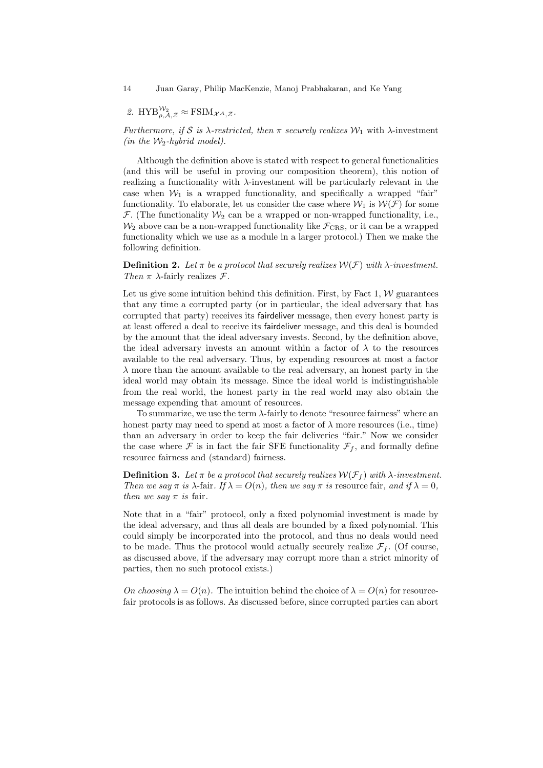2. $\mathrm{HYB}^{\mathcal{W}_2}_{\rho,\mathcal{A},\mathcal{Z}} \approx \mathrm{FSIM}_{\mathcal{X}^{\mathcal{A}},\mathcal{Z}}$.

*Furthermore, if $\mathcal{S}$ is $\lambda$-restricted, then $\pi$ securely realizes $\mathcal{W}_1$* with $\lambda$-investment *(in the $\mathcal{W}_2$-hybrid model).*

Although the definition above is stated with respect to general functionalities (and this will be useful in proving our composition theorem), this notion of realizing a functionality with $\lambda$-investment will be particularly relevant in the case when $\mathcal{W}_1$ is a wrapped functionality, and specifically a wrapped "fair" functionality. To elaborate, let us consider the case where $\mathcal{W}_1$ is $\mathcal{W}(\mathcal{F})$ for some $\mathcal{F}$. (The functionality $\mathcal{W}_2$ can be a wrapped or non-wrapped functionality, i.e., $\mathcal{W}_2$ above can be a non-wrapped functionality like $\mathcal{F}_{\mathrm{CRS}}$, or it can be a wrapped functionality which we use as a module in a larger protocol.) Then we make the following definition.

**Definition 2.** *Let $\pi$ be a protocol that securely realizes $\mathcal{W}(\mathcal{F})$ with $\lambda$-investment. Then $\pi$* $\lambda$-fairly *realizes $\mathcal{F}$.*

Let us give some intuition behind this definition. First, by Fact 1, $\mathcal{W}$ guarantees that any time a corrupted party (or in particular, the ideal adversary that has corrupted that party) receives its fairdeliver message, then every honest party is at least offered a deal to receive its fairdeliver message, and this deal is bounded by the amount that the ideal adversary invests. Second, by the definition above, the ideal adversary invests an amount within a factor of $\lambda$ to the resources available to the real adversary. Thus, by expending resources at most a factor $\lambda$ more than the amount available to the real adversary, an honest party in the ideal world may obtain its message. Since the ideal world is indistinguishable from the real world, the honest party in the real world may also obtain the message expending that amount of resources.

To summarize, we use the term $\lambda$-fairly to denote "resource fairness" where an honest party may need to spend at most a factor of $\lambda$ more resources (i.e., time) than an adversary in order to keep the fair deliveries "fair." Now we consider the case where $\mathcal{F}$ is in fact the fair SFE functionality $\mathcal{F}_f$, and formally define resource fairness and (standard) fairness.

**Definition 3.** *Let $\pi$ be a protocol that securely realizes $\mathcal{W}(\mathcal{F}_f)$ with $\lambda$-investment. Then we say $\pi$ is* $\lambda$-fair*. If $\lambda = O(n)$, then we say $\pi$ is* resource fair*, and if $\lambda = 0$, then we say $\pi$ is* fair*.*

Note that in a "fair" protocol, only a fixed polynomial investment is made by the ideal adversary, and thus all deals are bounded by a fixed polynomial. This could simply be incorporated into the protocol, and thus no deals would need to be made. Thus the protocol would actually securely realize $\mathcal{F}_f$. (Of course, as discussed above, if the adversary may corrupt more than a strict minority of parties, then no such protocol exists.)

*On choosing $\lambda = O(n)$.* The intuition behind the choice of $\lambda = O(n)$ for resource-fair protocols is as follows. As discussed before, since corrupted parties can abort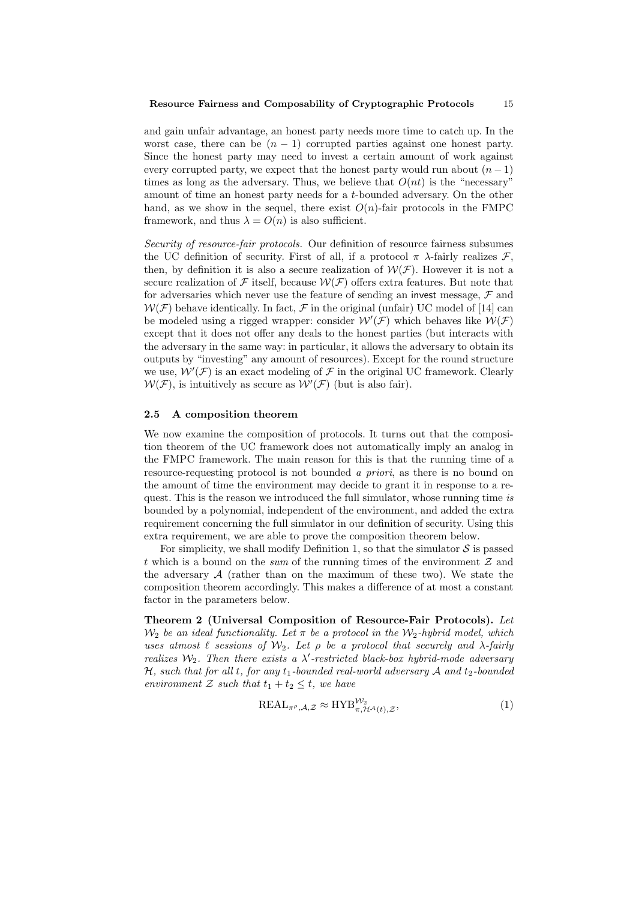and gain unfair advantage, an honest party needs more time to catch up. In the worst case, there can be $(n-1)$ corrupted parties against one honest party. Since the honest party may need to invest a certain amount of work against every corrupted party, we expect that the honest party would run about $(n-1)$ times as long as the adversary. Thus, we believe that $O(nt)$ is the "necessary" amount of time an honest party needs for a $t$-bounded adversary. On the other hand, as we show in the sequel, there exist $O(n)$-fair protocols in the FMPC framework, and thus $\lambda = O(n)$ is also sufficient.

*Security of resource-fair protocols.* Our definition of resource fairness subsumes the UC definition of security. First of all, if a protocol $\pi$ $\lambda$-fairly realizes $\mathcal{F}$, then, by definition it is also a secure realization of $\mathcal{W}(\mathcal{F})$. However it is not a secure realization of $\mathcal{F}$ itself, because $\mathcal{W}(\mathcal{F})$ offers extra features. But note that for adversaries which never use the feature of sending an invest message, $\mathcal{F}$ and $\mathcal{W}(\mathcal{F})$ behave identically. In fact, $\mathcal{F}$ in the original (unfair) UC model of [14] can be modeled using a rigged wrapper: consider $\mathcal{W}'(\mathcal{F})$ which behaves like $\mathcal{W}(\mathcal{F})$ except that it does not offer any deals to the honest parties (but interacts with the adversary in the same way: in particular, it allows the adversary to obtain its outputs by "investing" any amount of resources). Except for the round structure we use, $\mathcal{W}'(\mathcal{F})$ is an exact modeling of $\mathcal{F}$ in the original UC framework. Clearly $\mathcal{W}(\mathcal{F})$, is intuitively as secure as $\mathcal{W}'(\mathcal{F})$ (but is also fair).

### 2.5 A composition theorem

We now examine the composition of protocols. It turns out that the composition theorem of the UC framework does not automatically imply an analog in the FMPC framework. The main reason for this is that the running time of a resource-requesting protocol is not bounded *a priori*, as there is no bound on the amount of time the environment may decide to grant it in response to a request. This is the reason we introduced the full simulator, whose running time *is* bounded by a polynomial, independent of the environment, and added the extra requirement concerning the full simulator in our definition of security. Using this extra requirement, we are able to prove the composition theorem below.

For simplicity, we shall modify Definition 1, so that the simulator $\mathcal{S}$ is passed $t$ which is a bound on the *sum* of the running times of the environment $\mathcal{Z}$ and the adversary $\mathcal{A}$ (rather than on the maximum of these two). We state the composition theorem accordingly. This makes a difference of at most a constant factor in the parameters below.

**Theorem 2 (Universal Composition of Resource-Fair Protocols).** *Let $\mathcal{W}_2$ be an ideal functionality. Let $\pi$ be a protocol in the $\mathcal{W}_2$-hybrid model, which uses atmost $\ell$ sessions of $\mathcal{W}_2$. Let $\rho$ be a protocol that securely and $\lambda$-fairly realizes $\mathcal{W}_2$. Then there exists a $\lambda'$-restricted black-box hybrid-mode adversary $\mathcal{H}$, such that for all $t$, for any $t_1$-bounded real-world adversary $\mathcal{A}$ and $t_2$-bounded environment $\mathcal{Z}$ such that $t_1 + t_2 \le t$, we have*

$$\mathrm{REAL}_{\pi^{\rho},\mathcal{A},\mathcal{Z}} \approx \mathrm{HYB}^{\mathcal{W}_2}_{\pi,\mathcal{H}^{\mathcal{A}}(t),\mathcal{Z}}, \tag{1}$$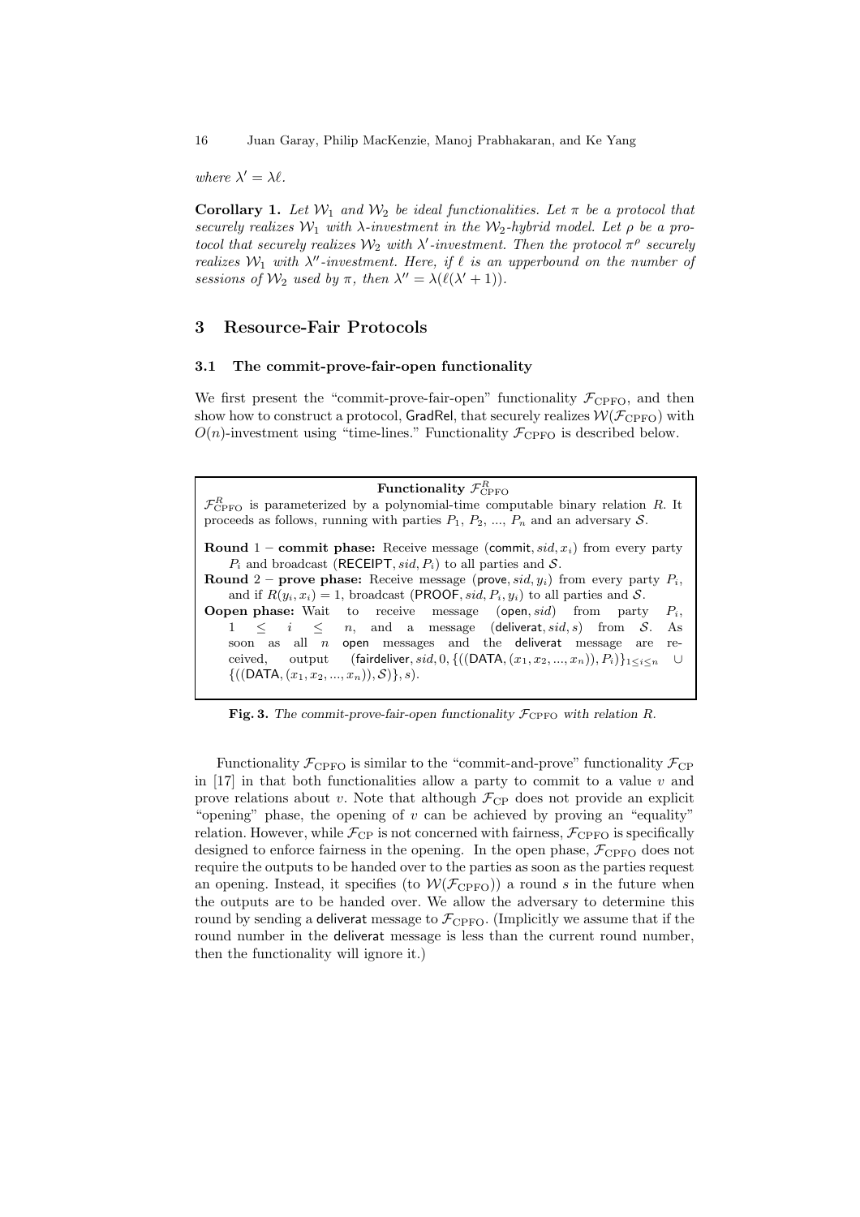where $\lambda' = \lambda\ell$.

**Corollary 1.** *Let $\mathcal{W}_1$ and $\mathcal{W}_2$ be ideal functionalities. Let $\pi$ be a protocol that securely realizes $\mathcal{W}_1$ with $\lambda$-investment in the $\mathcal{W}_2$-hybrid model. Let $\rho$ be a protocol that securely realizes $\mathcal{W}_2$ with $\lambda'$-investment. Then the protocol $\pi^\rho$ securely realizes $\mathcal{W}_1$ with $\lambda''$-investment. Here, if $\ell$ is an upperbound on the number of sessions of $\mathcal{W}_2$ used by $\pi$, then $\lambda'' = \lambda(\ell(\lambda' + 1))$.*

## 3 Resource-Fair Protocols

### 3.1 The commit-prove-fair-open functionality

We first present the "commit-prove-fair-open" functionality $\mathcal{F}_{\mathrm{CPFO}}$, and then show how to construct a protocol, GradRel, that securely realizes $\mathcal{W}(\mathcal{F}_{\mathrm{CPFO}})$ with $O(n)$-investment using "time-lines." Functionality $\mathcal{F}_{\mathrm{CPFO}}$ is described below.

**Functionality $\mathcal{F}^R_{\mathrm{CPFO}}$**

$\mathcal{F}^R_{\mathrm{CPFO}}$ is parameterized by a polynomial-time computable binary relation $R$. It proceeds as follows, running with parties $P_1$, $P_2$, ..., $P_n$ and an adversary $\mathcal{S}$.

**Round** 1 – **commit phase:** Receive message (commit, $sid, x_i$) from every party $P_i$ and broadcast (RECEIPT, $sid, P_i$) to all parties and $\mathcal{S}$.

**Round** 2 – **prove phase:** Receive message (prove, $sid, y_i$) from every party $P_i$, and if $R(y_i, x_i) = 1$, broadcast (PROOF, $sid, P_i, y_i$) to all parties and $\mathcal{S}$.

**Oopen phase:** Wait to receive message (open, $sid$) from party $P_i$, $1 \leq i \leq n$, and a message (deliverat, $sid, s$) from $\mathcal{S}$. As soon as all $n$ open messages and the deliverat message are received, output (fairdeliver, $sid, 0, \{((\mathsf{DATA}, (x_1, x_2, ..., x_n)), P_i)\}_{1 \leq i \leq n} \cup \{((\mathsf{DATA}, (x_1, x_2, ..., x_n)), \mathcal{S})\}, s$).

**Fig. 3.** *The commit-prove-fair-open functionality $\mathcal{F}_{\mathrm{CPFO}}$ with relation $R$.*

Functionality $\mathcal{F}_{\mathrm{CPFO}}$ is similar to the "commit-and-prove" functionality $\mathcal{F}_{\mathrm{CP}}$ in [17] in that both functionalities allow a party to commit to a value $v$ and prove relations about $v$. Note that although $\mathcal{F}_{\mathrm{CP}}$ does not provide an explicit "opening" phase, the opening of $v$ can be achieved by proving an "equality" relation. However, while $\mathcal{F}_{\mathrm{CP}}$ is not concerned with fairness, $\mathcal{F}_{\mathrm{CPFO}}$ is specifically designed to enforce fairness in the opening. In the open phase, $\mathcal{F}_{\mathrm{CPFO}}$ does not require the outputs to be handed over to the parties as soon as the parties request an opening. Instead, it specifies (to $\mathcal{W}(\mathcal{F}_{\mathrm{CPFO}})$) a round $s$ in the future when the outputs are to be handed over. We allow the adversary to determine this round by sending a deliverat message to $\mathcal{F}_{\mathrm{CPFO}}$. (Implicitly we assume that if the round number in the deliverat message is less than the current round number, then the functionality will ignore it.)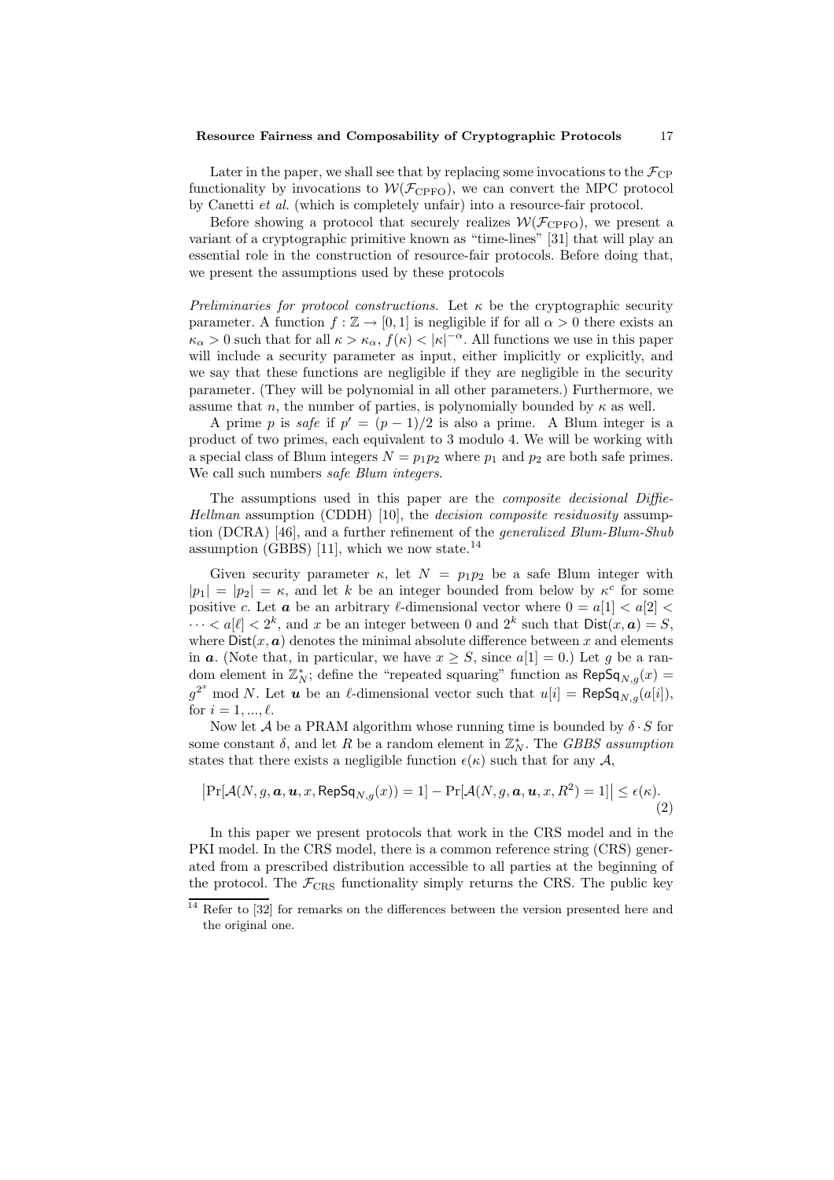Later in the paper, we shall see that by replacing some invocations to the $\mathcal{F}_{\mathrm{CP}}$ functionality by invocations to $\mathcal{W}(\mathcal{F}_{\mathrm{CPFO}})$, we can convert the MPC protocol by Canetti *et al.* (which is completely unfair) into a resource-fair protocol.

Before showing a protocol that securely realizes $\mathcal{W}(\mathcal{F}_{\mathrm{CPFO}})$, we present a variant of a cryptographic primitive known as "time-lines" [31] that will play an essential role in the construction of resource-fair protocols. Before doing that, we present the assumptions used by these protocols

*Preliminaries for protocol constructions.* Let $\kappa$ be the cryptographic security parameter. A function $f : \mathbb{Z} \to [0, 1]$ is negligible if for all $\alpha > 0$ there exists an $\kappa_\alpha > 0$ such that for all $\kappa > \kappa_\alpha$, $f(\kappa) < |\kappa|^{-\alpha}$. All functions we use in this paper will include a security parameter as input, either implicitly or explicitly, and we say that these functions are negligible if they are negligible in the security parameter. (They will be polynomial in all other parameters.) Furthermore, we assume that $n$, the number of parties, is polynomially bounded by $\kappa$ as well.

A prime $p$ is *safe* if $p' = (p-1)/2$ is also a prime. A Blum integer is a product of two primes, each equivalent to 3 modulo 4. We will be working with a special class of Blum integers $N = p_1 p_2$ where $p_1$ and $p_2$ are both safe primes. We call such numbers *safe Blum integers*.

The assumptions used in this paper are the *composite decisional Diffie-Hellman* assumption (CDDH) [10], the *decision composite residuosity* assumption (DCRA) [46], and a further refinement of the *generalized Blum-Blum-Shub* assumption (GBBS) [11], which we now state.[14]

Given security parameter $\kappa$, let $N = p_1 p_2$ be a safe Blum integer with $|p_1| = |p_2| = \kappa$, and let $k$ be an integer bounded from below by $\kappa^c$ for some positive $c$. Let $\boldsymbol{a}$ be an arbitrary $\ell$-dimensional vector where $0 = a[1] < a[2] < \cdots < a[\ell] < 2^k$, and $x$ be an integer between 0 and $2^k$ such that $\mathsf{Dist}(x, \boldsymbol{a}) = S$, where $\mathsf{Dist}(x, \boldsymbol{a})$ denotes the minimal absolute difference between $x$ and elements in $\boldsymbol{a}$. (Note that, in particular, we have $x \geq S$, since $a[1] = 0$.) Let $g$ be a random element in $\mathbb{Z}_N^*$; define the "repeated squaring" function as $\mathsf{RepSq}_{N,g}(x) = g^{2^x} \bmod N$. Let $\boldsymbol{u}$ be an $\ell$-dimensional vector such that $u[i] = \mathsf{RepSq}_{N,g}(a[i])$, for $i = 1, ..., \ell$.

Now let $\mathcal{A}$ be a PRAM algorithm whose running time is bounded by $\delta \cdot S$ for some constant $\delta$, and let $R$ be a random element in $\mathbb{Z}_N^*$. The *GBBS assumption* states that there exists a negligible function $\epsilon(\kappa)$ such that for any $\mathcal{A}$,

$$\left|\Pr[\mathcal{A}(N, g, \boldsymbol{a}, \boldsymbol{u}, x, \mathsf{RepSq}_{N,g}(x)) = 1] - \Pr[\mathcal{A}(N, g, \boldsymbol{a}, \boldsymbol{u}, x, R^2) = 1]\right| \leq \epsilon(\kappa). \tag{2}$$

In this paper we present protocols that work in the CRS model and in the PKI model. In the CRS model, there is a common reference string (CRS) generated from a prescribed distribution accessible to all parties at the beginning of the protocol. The $\mathcal{F}_{\mathrm{CRS}}$ functionality simply returns the CRS. The public key

[14] Refer to [32] for remarks on the differences between the version presented here and the original one.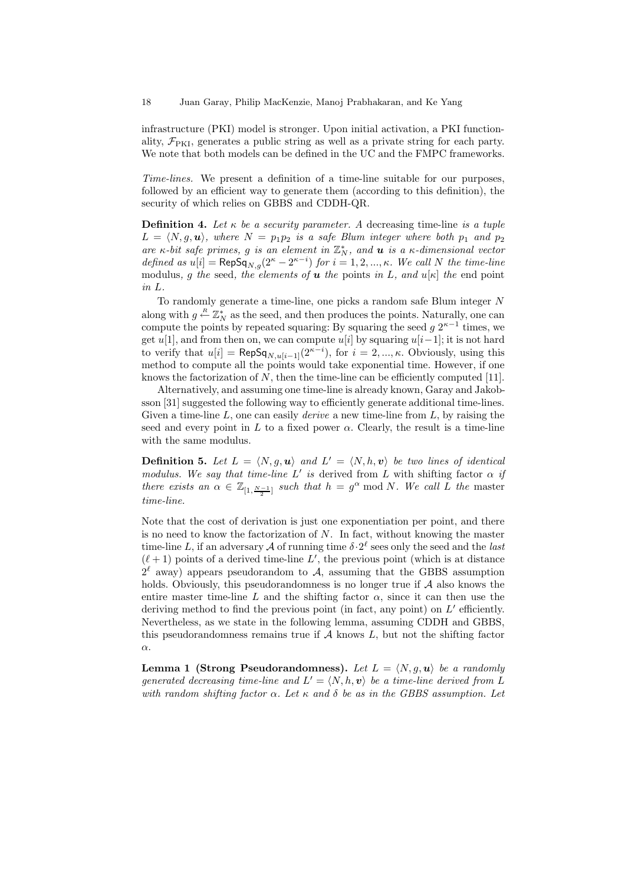infrastructure (PKI) model is stronger. Upon initial activation, a PKI functionality, $\mathcal{F}_{\mathrm{PKI}}$, generates a public string as well as a private string for each party. We note that both models can be defined in the UC and the FMPC frameworks.

*Time-lines.* We present a definition of a time-line suitable for our purposes, followed by an efficient way to generate them (according to this definition), the security of which relies on GBBS and CDDH-QR.

**Definition 4.** *Let $\kappa$ be a security parameter. A* decreasing time-line *is a tuple $L = \langle N, g, \boldsymbol{u} \rangle$, where $N = p_1 p_2$ is a safe Blum integer where both $p_1$ and $p_2$ are $\kappa$-bit safe primes, $g$ is an element in $\mathbb{Z}_N^*$, and $\boldsymbol{u}$ is a $\kappa$-dimensional vector defined as $u[i] = \mathsf{RepSq}_{N,g}(2^\kappa - 2^{\kappa-i})$ for $i = 1, 2, ..., \kappa$. We call $N$ the* time-line modulus*, $g$ the* seed*, the elements of $\boldsymbol{u}$ the* points *in $L$, and $u[\kappa]$ the* end point *in $L$.*

To randomly generate a time-line, one picks a random safe Blum integer $N$ along with $g \xleftarrow{R} \mathbb{Z}_N^*$ as the seed, and then produces the points. Naturally, one can compute the points by repeated squaring: By squaring the seed $g$ $2^{\kappa-1}$ times, we get $u[1]$, and from then on, we can compute $u[i]$ by squaring $u[i-1]$; it is not hard to verify that $u[i] = \mathsf{RepSq}_{N,u[i-1]}(2^{\kappa-i})$, for $i = 2, ..., \kappa$. Obviously, using this method to compute all the points would take exponential time. However, if one knows the factorization of $N$, then the time-line can be efficiently computed [11].

Alternatively, and assuming one time-line is already known, Garay and Jakobsson [31] suggested the following way to efficiently generate additional time-lines. Given a time-line $L$, one can easily *derive* a new time-line from $L$, by raising the seed and every point in $L$ to a fixed power $\alpha$. Clearly, the result is a time-line with the same modulus.

**Definition 5.** *Let $L = \langle N, g, \boldsymbol{u} \rangle$ and $L' = \langle N, h, \boldsymbol{v} \rangle$ be two lines of identical modulus. We say that time-line $L'$ is* derived from $L$ with shifting factor $\alpha$ *if there exists an $\alpha \in \mathbb{Z}_{[1, \frac{N-1}{2}]}$ such that $h = g^\alpha \bmod N$. We call $L$ the* master time-line*.*

Note that the cost of derivation is just one exponentiation per point, and there is no need to know the factorization of $N$. In fact, without knowing the master time-line $L$, if an adversary $\mathcal{A}$ of running time $\delta \cdot 2^\ell$ sees only the seed and the *last* $(\ell + 1)$ points of a derived time-line $L'$, the previous point (which is at distance $2^\ell$ away) appears pseudorandom to $\mathcal{A}$, assuming that the GBBS assumption holds. Obviously, this pseudorandomness is no longer true if $\mathcal{A}$ also knows the entire master time-line $L$ and the shifting factor $\alpha$, since it can then use the deriving method to find the previous point (in fact, any point) on $L'$ efficiently. Nevertheless, as we state in the following lemma, assuming CDDH and GBBS, this pseudorandomness remains true if $\mathcal{A}$ knows $L$, but not the shifting factor $\alpha$.

**Lemma 1 (Strong Pseudorandomness).** *Let $L = \langle N, g, \boldsymbol{u} \rangle$ be a randomly generated decreasing time-line and $L' = \langle N, h, \boldsymbol{v} \rangle$ be a time-line derived from $L$ with random shifting factor $\alpha$. Let $\kappa$ and $\delta$ be as in the GBBS assumption. Let*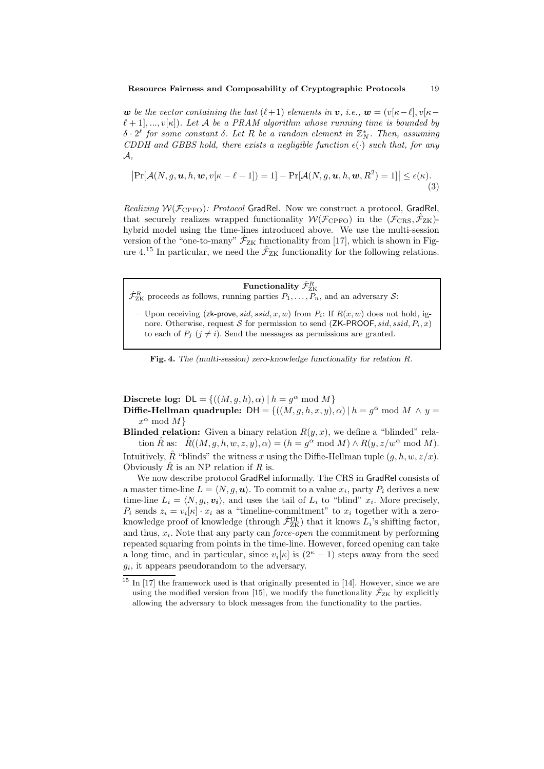*$\boldsymbol{w}$ be the vector containing the last $(\ell+1)$ elements in $\boldsymbol{v}$, i.e., $\boldsymbol{w} = (v[\kappa-\ell], v[\kappa-\ell+1], ..., v[\kappa])$. Let $\mathcal{A}$ be a PRAM algorithm whose running time is bounded by $\delta \cdot 2^\ell$ for some constant $\delta$. Let $R$ be a random element in $\mathbb{Z}_N^*$. Then, assuming CDDH and GBBS hold, there exists a negligible function $\epsilon(\cdot)$ such that, for any $\mathcal{A}$,*

$$\left|\Pr[\mathcal{A}(N, g, \boldsymbol{u}, h, \boldsymbol{w}, v[\kappa-\ell-1]) = 1] - \Pr[\mathcal{A}(N, g, \boldsymbol{u}, h, \boldsymbol{w}, R^2) = 1]\right| \leq \epsilon(\kappa). \tag{3}$$

*Realizing $\mathcal{W}(\mathcal{F}_{\text{CPFO}})$: Protocol* GradRel. Now we construct a protocol, GradRel, that securely realizes wrapped functionality $\mathcal{W}(\mathcal{F}_{\text{CPFO}})$ in the $(\mathcal{F}_{\text{CRS}}, \hat{\mathcal{F}}_{\text{ZK}})$-hybrid model using the time-lines introduced above. We use the multi-session version of the "one-to-many" $\hat{\mathcal{F}}_{\text{ZK}}$ functionality from [17], which is shown in Figure 4.[15] In particular, we need the $\hat{\mathcal{F}}_{\text{ZK}}$ functionality for the following relations.

**Functionality $\hat{\mathcal{F}}_{\text{ZK}}^R$**

$\hat{\mathcal{F}}_{\text{ZK}}^R$ proceeds as follows, running parties $P_1, \ldots, P_n$, and an adversary $\mathcal{S}$:

- Upon receiving (zk-prove, $sid, ssid, x, w$) from $P_i$: If $R(x, w)$ does not hold, ignore. Otherwise, request $\mathcal{S}$ for permission to send (ZK-PROOF, $sid, ssid, P_i, x$) to each of $P_j$ $(j \neq i)$. Send the messages as permissions are granted.

**Fig. 4.** *The (multi-session) zero-knowledge functionality for relation $R$.*

**Discrete log:** $\mathsf{DL} = \{((M, g, h), \alpha) \mid h = g^\alpha \bmod M\}$

**Diffie-Hellman quadruple:** $\mathsf{DH} = \{((M, g, h, x, y), \alpha) \mid h = g^\alpha \bmod M \wedge y = x^\alpha \bmod M\}$

**Blinded relation:** Given a binary relation $R(y, x)$, we define a "blinded" relation $\hat{R}$ as: $\hat{R}((M, g, h, w, z, y), \alpha) = (h = g^\alpha \bmod M) \wedge R(y, z/w^\alpha \bmod M)$.

Intuitively, $\hat{R}$ "blinds" the witness $x$ using the Diffie-Hellman tuple $(g, h, w, z/x)$. Obviously $\hat{R}$ is an NP relation if $R$ is.

We now describe protocol GradRel informally. The CRS in GradRel consists of a master time-line $L = \langle N, g, \boldsymbol{u} \rangle$. To commit to a value $x_i$, party $P_i$ derives a new time-line $L_i = \langle N, g_i, \boldsymbol{v_i} \rangle$, and uses the tail of $L_i$ to "blind" $x_i$. More precisely, $P_i$ sends $z_i = v_i[\kappa] \cdot x_i$ as a "timeline-commitment" to $x_i$ together with a zero-knowledge proof of knowledge (through $\hat{\mathcal{F}}_{\text{ZK}}^{\mathsf{DL}}$) that it knows $L_i$'s shifting factor, and thus, $x_i$. Note that any party can *force-open* the commitment by performing repeated squaring from points in the time-line. However, forced opening can take a long time, and in particular, since $v_i[\kappa]$ is $(2^\kappa - 1)$ steps away from the seed $g_i$, it appears pseudorandom to the adversary.

[15] In [17] the framework used is that originally presented in [14]. However, since we are using the modified version from [15], we modify the functionality $\hat{\mathcal{F}}_{\text{ZK}}$ by explicitly allowing the adversary to block messages from the functionality to the parties.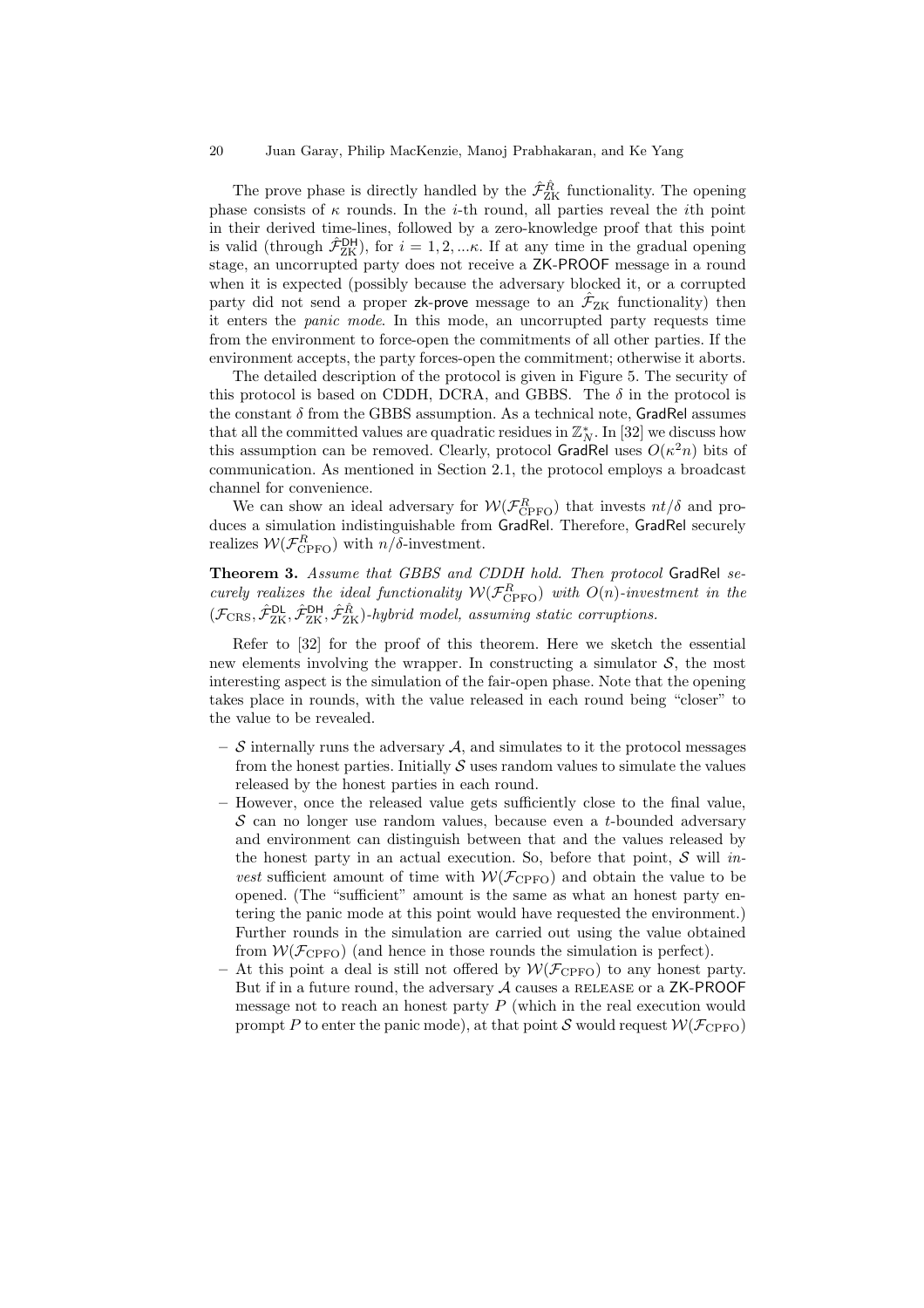The prove phase is directly handled by the $\hat{\mathcal{F}}_{\mathrm{ZK}}^{\hat{R}}$ functionality. The opening phase consists of $\kappa$ rounds. In the $i$-th round, all parties reveal the $i$th point in their derived time-lines, followed by a zero-knowledge proof that this point is valid (through $\hat{\mathcal{F}}_{\mathrm{ZK}}^{\mathsf{DH}}$), for $i = 1, 2, ...\kappa$. If at any time in the gradual opening stage, an uncorrupted party does not receive a ZK-PROOF message in a round when it is expected (possibly because the adversary blocked it, or a corrupted party did not send a proper zk-prove message to an $\hat{\mathcal{F}}_{\mathrm{ZK}}$ functionality) then it enters the *panic mode*. In this mode, an uncorrupted party requests time from the environment to force-open the commitments of all other parties. If the environment accepts, the party forces-open the commitment; otherwise it aborts.

The detailed description of the protocol is given in Figure 5. The security of this protocol is based on CDDH, DCRA, and GBBS. The $\delta$ in the protocol is the constant $\delta$ from the GBBS assumption. As a technical note, GradRel assumes that all the committed values are quadratic residues in $\mathbb{Z}_N^*$. In [32] we discuss how this assumption can be removed. Clearly, protocol GradRel uses $O(\kappa^2 n)$ bits of communication. As mentioned in Section 2.1, the protocol employs a broadcast channel for convenience.

We can show an ideal adversary for $\mathcal{W}(\mathcal{F}_{\mathrm{CPFO}}^{R})$ that invests $nt/\delta$ and produces a simulation indistinguishable from GradRel. Therefore, GradRel securely realizes $\mathcal{W}(\mathcal{F}_{\mathrm{CPFO}}^{R})$ with $n/\delta$-investment.

**Theorem 3.** *Assume that GBBS and CDDH hold. Then protocol* GradRel *securely realizes the ideal functionality* $\mathcal{W}(\mathcal{F}_{\mathrm{CPFO}}^{R})$ *with* $O(n)$*-investment in the* $(\mathcal{F}_{\mathrm{CRS}}, \hat{\mathcal{F}}_{\mathrm{ZK}}^{\mathsf{DL}}, \hat{\mathcal{F}}_{\mathrm{ZK}}^{\mathsf{DH}}, \hat{\mathcal{F}}_{\mathrm{ZK}}^{\hat{R}})$*-hybrid model, assuming static corruptions.*

Refer to [32] for the proof of this theorem. Here we sketch the essential new elements involving the wrapper. In constructing a simulator $\mathcal{S}$, the most interesting aspect is the simulation of the fair-open phase. Note that the opening takes place in rounds, with the value released in each round being "closer" to the value to be revealed.

- $\mathcal{S}$ internally runs the adversary $\mathcal{A}$, and simulates to it the protocol messages from the honest parties. Initially $\mathcal{S}$ uses random values to simulate the values released by the honest parties in each round.
- However, once the released value gets sufficiently close to the final value, $\mathcal{S}$ can no longer use random values, because even a $t$-bounded adversary and environment can distinguish between that and the values released by the honest party in an actual execution. So, before that point, $\mathcal{S}$ will *invest* sufficient amount of time with $\mathcal{W}(\mathcal{F}_{\mathrm{CPFO}})$ and obtain the value to be opened. (The "sufficient" amount is the same as what an honest party entering the panic mode at this point would have requested the environment.) Further rounds in the simulation are carried out using the value obtained from $\mathcal{W}(\mathcal{F}_{\mathrm{CPFO}})$ (and hence in those rounds the simulation is perfect).
- At this point a deal is still not offered by $\mathcal{W}(\mathcal{F}_{\mathrm{CPFO}})$ to any honest party. But if in a future round, the adversary $\mathcal{A}$ causes a RELEASE or a ZK-PROOF message not to reach an honest party $P$ (which in the real execution would prompt $P$ to enter the panic mode), at that point $\mathcal{S}$ would request $\mathcal{W}(\mathcal{F}_{\mathrm{CPFO}})$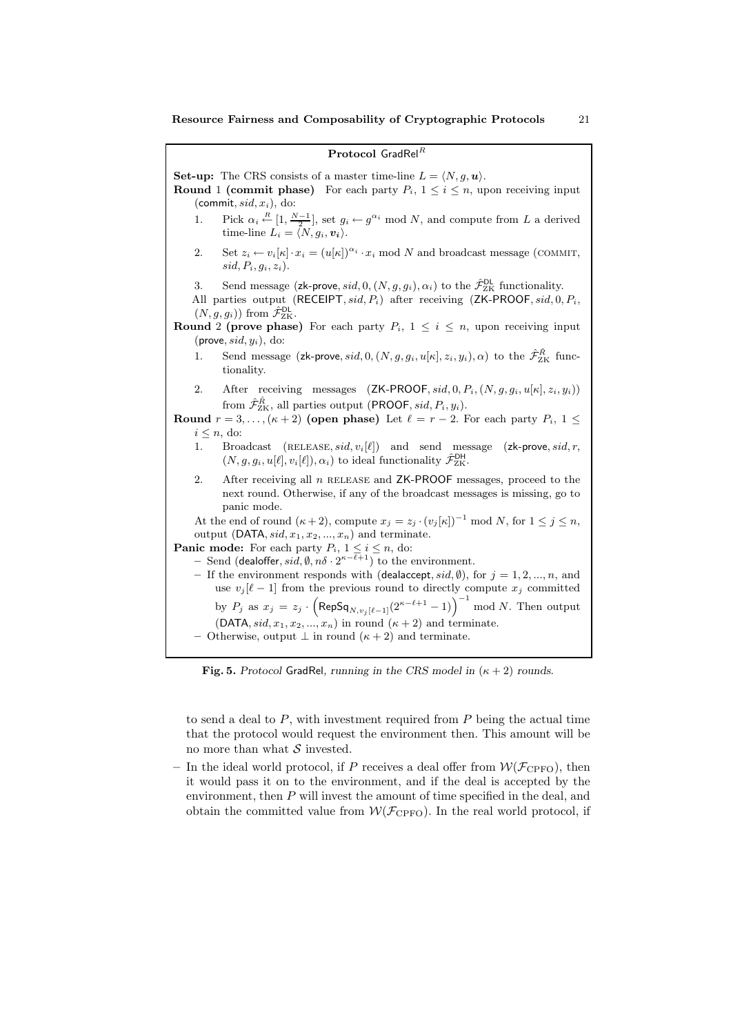**Protocol** $\mathsf{GradRel}^R$

**Set-up:** The CRS consists of a master time-line $L = \langle N, g, \boldsymbol{u}\rangle$.

**Round** 1 **(commit phase)** For each party $P_i$, $1 \le i \le n$, upon receiving input $(\mathsf{commit}, sid, x_i)$, do:

1. Pick $\alpha_i \xleftarrow{R} [1, \frac{N-1}{2}]$, set $g_i \leftarrow g^{\alpha_i} \bmod N$, and compute from $L$ a derived time-line $L_i = \langle N, g_i, \boldsymbol{v_i}\rangle$.
2. Set $z_i \leftarrow v_i[\kappa] \cdot x_i = (u[\kappa])^{\alpha_i} \cdot x_i \bmod N$ and broadcast message (COMMIT, $sid, P_i, g_i, z_i$).
3. Send message $(\mathsf{zk\text{-}prove}, sid, 0, (N, g, g_i), \alpha_i)$ to the $\hat{\mathcal{F}}_{\mathrm{ZK}}^{\mathsf{DL}}$ functionality.

All parties output $(\mathsf{RECEIPT}, sid, P_i)$ after receiving $(\mathsf{ZK\text{-}PROOF}, sid, 0, P_i, (N, g, g_i))$ from $\hat{\mathcal{F}}_{\mathrm{ZK}}^{\mathsf{DL}}$.

**Round** 2 **(prove phase)** For each party $P_i$, $1 \le i \le n$, upon receiving input $(\mathsf{prove}, sid, y_i)$, do:

1. Send message $(\mathsf{zk\text{-}prove}, sid, 0, (N, g, g_i, u[\kappa], z_i, y_i), \alpha)$ to the $\hat{\mathcal{F}}_{\mathrm{ZK}}^{\hat{R}}$ functionality.
2. After receiving messages $(\mathsf{ZK\text{-}PROOF}, sid, 0, P_i, (N, g, g_i, u[\kappa], z_i, y_i))$ from $\hat{\mathcal{F}}_{\mathrm{ZK}}^{\hat{R}}$, all parties output $(\mathsf{PROOF}, sid, P_i, y_i)$.

**Round** $r = 3, \ldots, (\kappa+2)$ **(open phase)** Let $\ell = r - 2$. For each party $P_i$, $1 \le i \le n$, do:

1. Broadcast (RELEASE, $sid, v_i[\ell]$) and send message $(\mathsf{zk\text{-}prove}, sid, r, (N, g, g_i, u[\ell], v_i[\ell]), \alpha_i)$ to ideal functionality $\hat{\mathcal{F}}_{\mathrm{ZK}}^{\mathsf{DH}}$.
2. After receiving all $n$ RELEASE and $\mathsf{ZK\text{-}PROOF}$ messages, proceed to the next round. Otherwise, if any of the broadcast messages is missing, go to panic mode.

At the end of round $(\kappa+2)$, compute $x_j = z_j \cdot (v_j[\kappa])^{-1} \bmod N$, for $1 \le j \le n$, output $(\mathsf{DATA}, sid, x_1, x_2, \ldots, x_n)$ and terminate.

**Panic mode:** For each party $P_i$, $1 \le i \le n$, do:

- Send $(\mathsf{dealoffer}, sid, \emptyset, n\delta \cdot 2^{\kappa-\ell+1})$ to the environment.
- If the environment responds with $(\mathsf{dealaccept}, sid, \emptyset)$, for $j = 1, 2, \ldots, n$, and use $v_j[\ell-1]$ from the previous round to directly compute $x_j$ committed by $P_j$ as $x_j = z_j \cdot \left(\mathsf{RepSq}_{N, v_j[\ell-1]}(2^{\kappa-\ell+1} - 1)\right)^{-1} \bmod N$. Then output $(\mathsf{DATA}, sid, x_1, x_2, \ldots, x_n)$ in round $(\kappa+2)$ and terminate.
- Otherwise, output $\perp$ in round $(\kappa+2)$ and terminate.

**Fig. 5.** *Protocol* GradRel*, running in the CRS model in* $(\kappa+2)$ *rounds.*

to send a deal to $P$, with investment required from $P$ being the actual time that the protocol would request the environment then. This amount will be no more than what $\mathcal{S}$ invested.

- In the ideal world protocol, if $P$ receives a deal offer from $\mathcal{W}(\mathcal{F}_{\mathrm{CPFO}})$, then it would pass it on to the environment, and if the deal is accepted by the environment, then $P$ will invest the amount of time specified in the deal, and obtain the committed value from $\mathcal{W}(\mathcal{F}_{\mathrm{CPFO}})$. In the real world protocol, if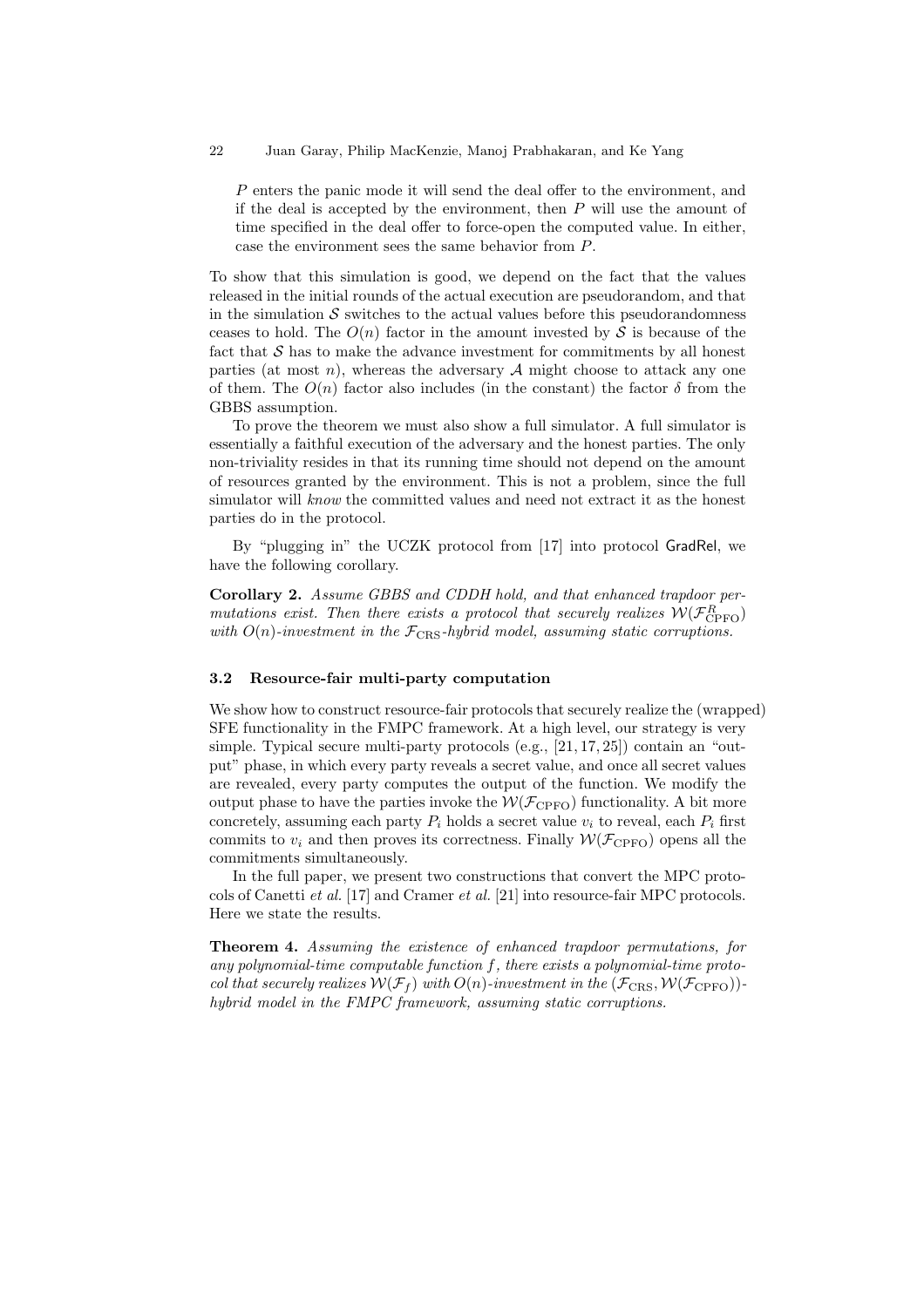$P$ enters the panic mode it will send the deal offer to the environment, and if the deal is accepted by the environment, then $P$ will use the amount of time specified in the deal offer to force-open the computed value. In either, case the environment sees the same behavior from $P$.

To show that this simulation is good, we depend on the fact that the values released in the initial rounds of the actual execution are pseudorandom, and that in the simulation $\mathcal{S}$ switches to the actual values before this pseudorandomness ceases to hold. The $O(n)$ factor in the amount invested by $\mathcal{S}$ is because of the fact that $\mathcal{S}$ has to make the advance investment for commitments by all honest parties (at most $n$), whereas the adversary $\mathcal{A}$ might choose to attack any one of them. The $O(n)$ factor also includes (in the constant) the factor $\delta$ from the GBBS assumption.

To prove the theorem we must also show a full simulator. A full simulator is essentially a faithful execution of the adversary and the honest parties. The only non-triviality resides in that its running time should not depend on the amount of resources granted by the environment. This is not a problem, since the full simulator will *know* the committed values and need not extract it as the honest parties do in the protocol.

By "plugging in" the UCZK protocol from [17] into protocol GradRel, we have the following corollary.

**Corollary 2.** *Assume GBBS and CDDH hold, and that enhanced trapdoor permutations exist. Then there exists a protocol that securely realizes $\mathcal{W}(\mathcal{F}^R_{\mathrm{CPFO}})$ with $O(n)$-investment in the $\mathcal{F}_{\mathrm{CRS}}$-hybrid model, assuming static corruptions.*

### 3.2 Resource-fair multi-party computation

We show how to construct resource-fair protocols that securely realize the (wrapped) SFE functionality in the FMPC framework. At a high level, our strategy is very simple. Typical secure multi-party protocols (e.g., [21, 17, 25]) contain an "output" phase, in which every party reveals a secret value, and once all secret values are revealed, every party computes the output of the function. We modify the output phase to have the parties invoke the $\mathcal{W}(\mathcal{F}_{\mathrm{CPFO}})$ functionality. A bit more concretely, assuming each party $P_i$ holds a secret value $v_i$ to reveal, each $P_i$ first commits to $v_i$ and then proves its correctness. Finally $\mathcal{W}(\mathcal{F}_{\mathrm{CPFO}})$ opens all the commitments simultaneously.

In the full paper, we present two constructions that convert the MPC protocols of Canetti *et al.* [17] and Cramer *et al.* [21] into resource-fair MPC protocols. Here we state the results.

**Theorem 4.** *Assuming the existence of enhanced trapdoor permutations, for any polynomial-time computable function $f$, there exists a polynomial-time protocol that securely realizes $\mathcal{W}(\mathcal{F}_f)$ with $O(n)$-investment in the $(\mathcal{F}_{\mathrm{CRS}}, \mathcal{W}(\mathcal{F}_{\mathrm{CPFO}}))$-hybrid model in the FMPC framework, assuming static corruptions.*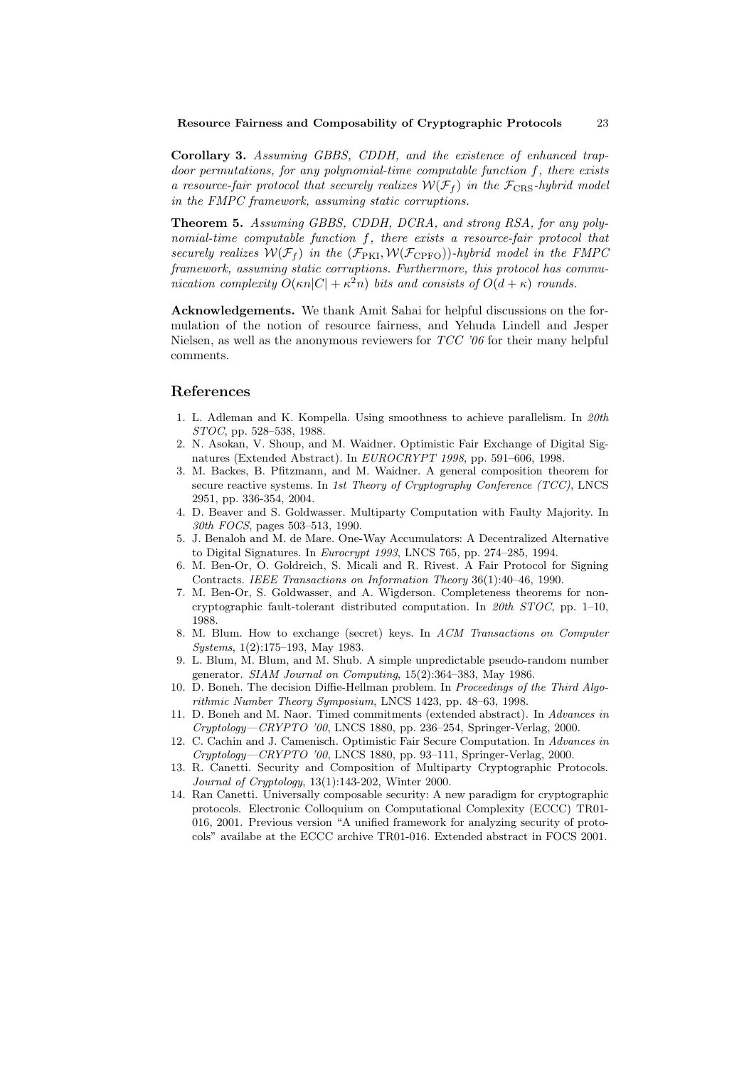**Corollary 3.** *Assuming GBBS, CDDH, and the existence of enhanced trapdoor permutations, for any polynomial-time computable function $f$, there exists a resource-fair protocol that securely realizes $\mathcal{W}(\mathcal{F}_f)$ in the $\mathcal{F}_{\text{CRS}}$-hybrid model in the FMPC framework, assuming static corruptions.*

**Theorem 5.** *Assuming GBBS, CDDH, DCRA, and strong RSA, for any polynomial-time computable function $f$, there exists a resource-fair protocol that securely realizes $\mathcal{W}(\mathcal{F}_f)$ in the $(\mathcal{F}_{\text{PKI}}, \mathcal{W}(\mathcal{F}_{\text{CPFO}}))$-hybrid model in the FMPC framework, assuming static corruptions. Furthermore, this protocol has communication complexity $O(\kappa n|C| + \kappa^2 n)$ bits and consists of $O(d + \kappa)$ rounds.*

**Acknowledgements.** We thank Amit Sahai for helpful discussions on the formulation of the notion of resource fairness, and Yehuda Lindell and Jesper Nielsen, as well as the anonymous reviewers for *TCC '06* for their many helpful comments.

## References

1. L. Adleman and K. Kompella. Using smoothness to achieve parallelism. In *20th STOC*, pp. 528–538, 1988.
2. N. Asokan, V. Shoup, and M. Waidner. Optimistic Fair Exchange of Digital Signatures (Extended Abstract). In *EUROCRYPT 1998*, pp. 591–606, 1998.
3. M. Backes, B. Pfitzmann, and M. Waidner. A general composition theorem for secure reactive systems. In *1st Theory of Cryptography Conference (TCC)*, LNCS 2951, pp. 336-354, 2004.
4. D. Beaver and S. Goldwasser. Multiparty Computation with Faulty Majority. In *30th FOCS*, pages 503–513, 1990.
5. J. Benaloh and M. de Mare. One-Way Accumulators: A Decentralized Alternative to Digital Signatures. In *Eurocrypt 1993*, LNCS 765, pp. 274–285, 1994.
6. M. Ben-Or, O. Goldreich, S. Micali and R. Rivest. A Fair Protocol for Signing Contracts. *IEEE Transactions on Information Theory* 36(1):40–46, 1990.
7. M. Ben-Or, S. Goldwasser, and A. Wigderson. Completeness theorems for non-cryptographic fault-tolerant distributed computation. In *20th STOC*, pp. 1–10, 1988.
8. M. Blum. How to exchange (secret) keys. In *ACM Transactions on Computer Systems*, 1(2):175–193, May 1983.
9. L. Blum, M. Blum, and M. Shub. A simple unpredictable pseudo-random number generator. *SIAM Journal on Computing*, 15(2):364–383, May 1986.
10. D. Boneh. The decision Diffie-Hellman problem. In *Proceedings of the Third Algorithmic Number Theory Symposium*, LNCS 1423, pp. 48–63, 1998.
11. D. Boneh and M. Naor. Timed commitments (extended abstract). In *Advances in Cryptology—CRYPTO '00*, LNCS 1880, pp. 236–254, Springer-Verlag, 2000.
12. C. Cachin and J. Camenisch. Optimistic Fair Secure Computation. In *Advances in Cryptology—CRYPTO '00*, LNCS 1880, pp. 93–111, Springer-Verlag, 2000.
13. R. Canetti. Security and Composition of Multiparty Cryptographic Protocols. *Journal of Cryptology*, 13(1):143-202, Winter 2000.
14. Ran Canetti. Universally composable security: A new paradigm for cryptographic protocols. Electronic Colloquium on Computational Complexity (ECCC) TR01-016, 2001. Previous version "A unified framework for analyzing security of protocols" availabe at the ECCC archive TR01-016. Extended abstract in FOCS 2001.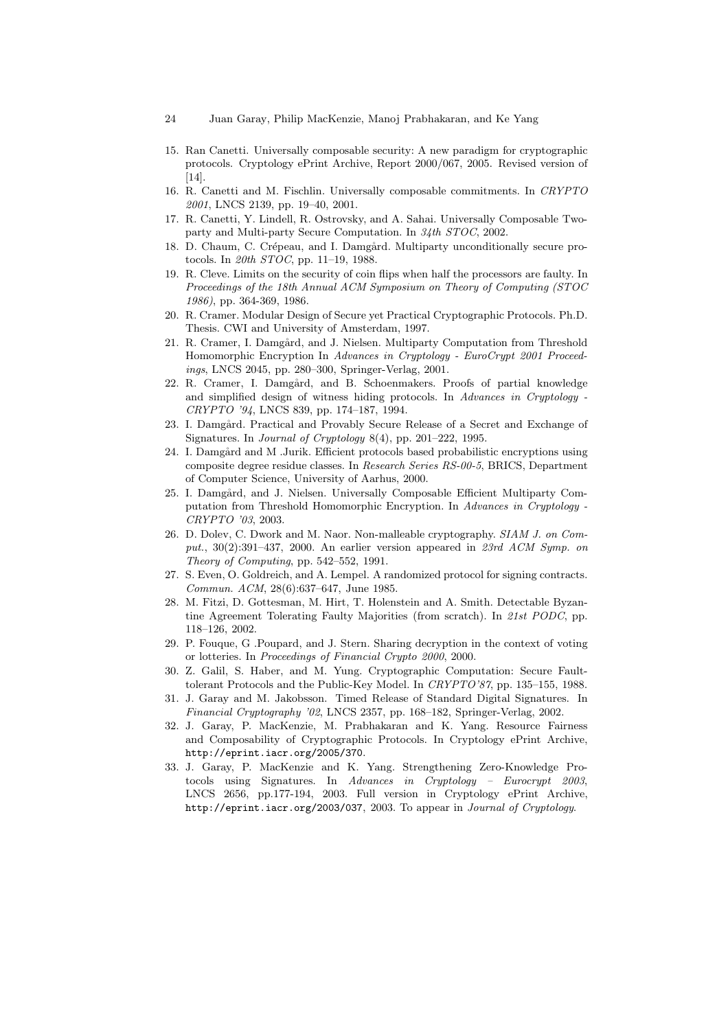15. Ran Canetti. Universally composable security: A new paradigm for cryptographic protocols. Cryptology ePrint Archive, Report 2000/067, 2005. Revised version of [14].
16. R. Canetti and M. Fischlin. Universally composable commitments. In *CRYPTO 2001*, LNCS 2139, pp. 19–40, 2001.
17. R. Canetti, Y. Lindell, R. Ostrovsky, and A. Sahai. Universally Composable Two-party and Multi-party Secure Computation. In *34th STOC*, 2002.
18. D. Chaum, C. Crépeau, and I. Damgård. Multiparty unconditionally secure protocols. In *20th STOC*, pp. 11–19, 1988.
19. R. Cleve. Limits on the security of coin flips when half the processors are faulty. In *Proceedings of the 18th Annual ACM Symposium on Theory of Computing (STOC 1986)*, pp. 364-369, 1986.
20. R. Cramer. Modular Design of Secure yet Practical Cryptographic Protocols. Ph.D. Thesis. CWI and University of Amsterdam, 1997.
21. R. Cramer, I. Damgård, and J. Nielsen. Multiparty Computation from Threshold Homomorphic Encryption In *Advances in Cryptology - EuroCrypt 2001 Proceedings*, LNCS 2045, pp. 280–300, Springer-Verlag, 2001.
22. R. Cramer, I. Damgård, and B. Schoenmakers. Proofs of partial knowledge and simplified design of witness hiding protocols. In *Advances in Cryptology - CRYPTO '94*, LNCS 839, pp. 174–187, 1994.
23. I. Damgård. Practical and Provably Secure Release of a Secret and Exchange of Signatures. In *Journal of Cryptology* 8(4), pp. 201–222, 1995.
24. I. Damgård and M .Jurik. Efficient protocols based probabilistic encryptions using composite degree residue classes. In *Research Series RS-00-5*, BRICS, Department of Computer Science, University of Aarhus, 2000.
25. I. Damgård, and J. Nielsen. Universally Composable Efficient Multiparty Computation from Threshold Homomorphic Encryption. In *Advances in Cryptology - CRYPTO '03*, 2003.
26. D. Dolev, C. Dwork and M. Naor. Non-malleable cryptography. *SIAM J. on Comput.*, 30(2):391–437, 2000. An earlier version appeared in *23rd ACM Symp. on Theory of Computing*, pp. 542–552, 1991.
27. S. Even, O. Goldreich, and A. Lempel. A randomized protocol for signing contracts. *Commun. ACM*, 28(6):637–647, June 1985.
28. M. Fitzi, D. Gottesman, M. Hirt, T. Holenstein and A. Smith. Detectable Byzantine Agreement Tolerating Faulty Majorities (from scratch). In *21st PODC*, pp. 118–126, 2002.
29. P. Fouque, G .Poupard, and J. Stern. Sharing decryption in the context of voting or lotteries. In *Proceedings of Financial Crypto 2000*, 2000.
30. Z. Galil, S. Haber, and M. Yung. Cryptographic Computation: Secure Fault-tolerant Protocols and the Public-Key Model. In *CRYPTO'87*, pp. 135–155, 1988.
31. J. Garay and M. Jakobsson. Timed Release of Standard Digital Signatures. In *Financial Cryptography '02*, LNCS 2357, pp. 168–182, Springer-Verlag, 2002.
32. J. Garay, P. MacKenzie, M. Prabhakaran and K. Yang. Resource Fairness and Composability of Cryptographic Protocols. In Cryptology ePrint Archive, http://eprint.iacr.org/2005/370.
33. J. Garay, P. MacKenzie and K. Yang. Strengthening Zero-Knowledge Protocols using Signatures. In *Advances in Cryptology – Eurocrypt 2003*, LNCS 2656, pp.177-194, 2003. Full version in Cryptology ePrint Archive, http://eprint.iacr.org/2003/037, 2003. To appear in *Journal of Cryptology.*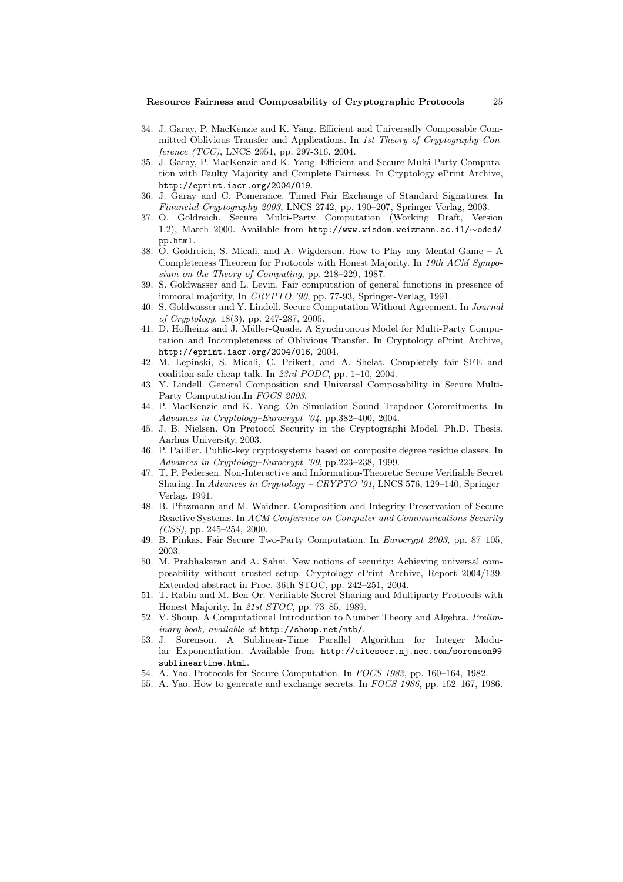34. J. Garay, P. MacKenzie and K. Yang. Efficient and Universally Composable Committed Oblivious Transfer and Applications. In *1st Theory of Cryptography Conference (TCC)*, LNCS 2951, pp. 297-316, 2004.
35. J. Garay, P. MacKenzie and K. Yang. Efficient and Secure Multi-Party Computation with Faulty Majority and Complete Fairness. In Cryptology ePrint Archive, `http://eprint.iacr.org/2004/019`.
36. J. Garay and C. Pomerance. Timed Fair Exchange of Standard Signatures. In *Financial Cryptography 2003*, LNCS 2742, pp. 190–207, Springer-Verlag, 2003.
37. O. Goldreich. Secure Multi-Party Computation (Working Draft, Version 1.2), March 2000. Available from `http://www.wisdom.weizmann.ac.il/~oded/pp.html`.
38. O. Goldreich, S. Micali, and A. Wigderson. How to Play any Mental Game – A Completeness Theorem for Protocols with Honest Majority. In *19th ACM Symposium on the Theory of Computing*, pp. 218–229, 1987.
39. S. Goldwasser and L. Levin. Fair computation of general functions in presence of immoral majority, In *CRYPTO '90*, pp. 77-93, Springer-Verlag, 1991.
40. S. Goldwasser and Y. Lindell. Secure Computation Without Agreement. In *Journal of Cryptology*, 18(3), pp. 247-287, 2005.
41. D. Hofheinz and J. Müller-Quade. A Synchronous Model for Multi-Party Computation and Incompleteness of Oblivious Transfer. In Cryptology ePrint Archive, `http://eprint.iacr.org/2004/016`, 2004.
42. M. Lepinski, S. Micali, C. Peikert, and A. Shelat. Completely fair SFE and coalition-safe cheap talk. In *23rd PODC*, pp. 1–10, 2004.
43. Y. Lindell. General Composition and Universal Composability in Secure Multi-Party Computation.In *FOCS 2003*.
44. P. MacKenzie and K. Yang. On Simulation Sound Trapdoor Commitments. In *Advances in Cryptology–Eurocrypt '04*, pp.382–400, 2004.
45. J. B. Nielsen. On Protocol Security in the Cryptographi Model. Ph.D. Thesis. Aarhus University, 2003.
46. P. Paillier. Public-key cryptosystems based on composite degree residue classes. In *Advances in Cryptology–Eurocrypt '99*, pp.223–238, 1999.
47. T. P. Pedersen. Non-Interactive and Information-Theoretic Secure Verifiable Secret Sharing. In *Advances in Cryptology – CRYPTO '91*, LNCS 576, 129–140, Springer-Verlag, 1991.
48. B. Pfitzmann and M. Waidner. Composition and Integrity Preservation of Secure Reactive Systems. In *ACM Conference on Computer and Communications Security (CSS)*, pp. 245–254, 2000.
49. B. Pinkas. Fair Secure Two-Party Computation. In *Eurocrypt 2003*, pp. 87–105, 2003.
50. M. Prabhakaran and A. Sahai. New notions of security: Achieving universal composability without trusted setup. Cryptology ePrint Archive, Report 2004/139. Extended abstract in Proc. 36th STOC, pp. 242–251, 2004.
51. T. Rabin and M. Ben-Or. Verifiable Secret Sharing and Multiparty Protocols with Honest Majority. In *21st STOC*, pp. 73–85, 1989.
52. V. Shoup. A Computational Introduction to Number Theory and Algebra. *Preliminary book, available at* `http://shoup.net/ntb/`.
53. J. Sorenson. A Sublinear-Time Parallel Algorithm for Integer Modular Exponentiation. Available from `http://citeseer.nj.nec.com/sorenson99sublineartime.html`.
54. A. Yao. Protocols for Secure Computation. In *FOCS 1982*, pp. 160–164, 1982.
55. A. Yao. How to generate and exchange secrets. In *FOCS 1986*, pp. 162–167, 1986.